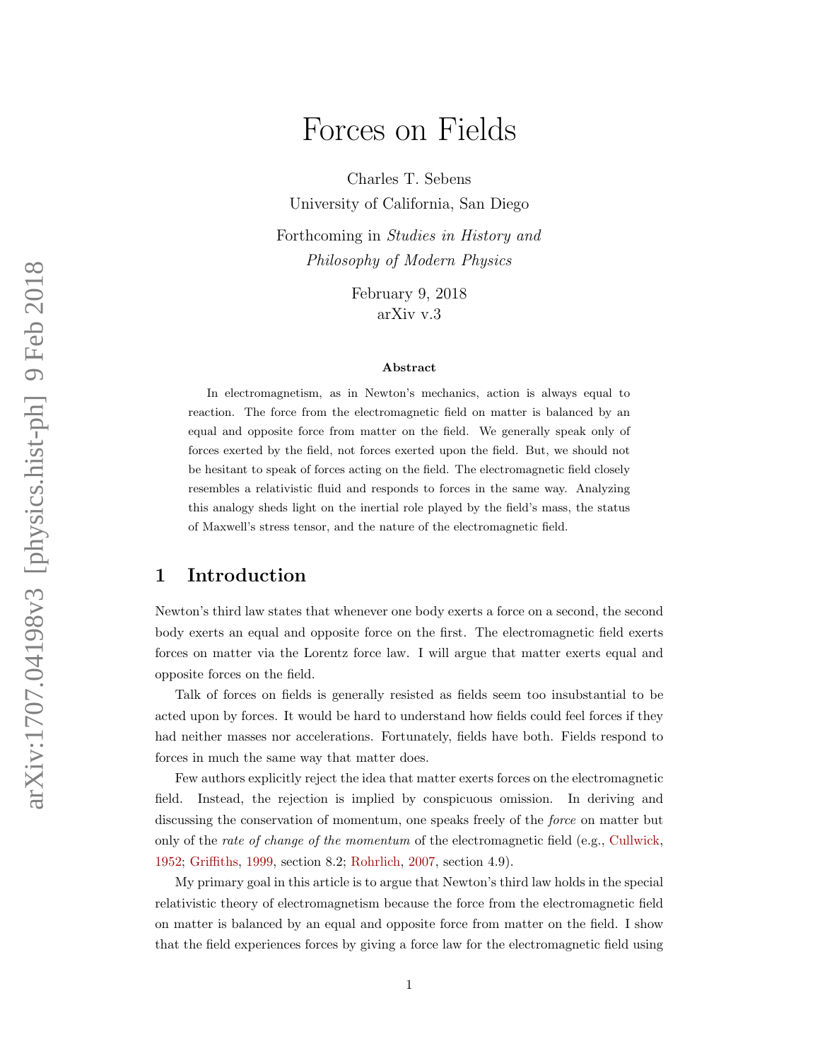# Forces on Fields

Charles T. Sebens
University of California, San Diego

Forthcoming in *Studies in History and Philosophy of Modern Physics*

February 9, 2018
arXiv v.3

arXiv:1707.04198v3 [physics.hist-ph] 9 Feb 2018

### Abstract

In electromagnetism, as in Newton's mechanics, action is always equal to reaction. The force from the electromagnetic field on matter is balanced by an equal and opposite force from matter on the field. We generally speak only of forces exerted by the field, not forces exerted upon the field. But, we should not be hesitant to speak of forces acting on the field. The electromagnetic field closely resembles a relativistic fluid and responds to forces in the same way. Analyzing this analogy sheds light on the inertial role played by the field's mass, the status of Maxwell's stress tensor, and the nature of the electromagnetic field.

## 1 Introduction

Newton's third law states that whenever one body exerts a force on a second, the second body exerts an equal and opposite force on the first. The electromagnetic field exerts forces on matter via the Lorentz force law. I will argue that matter exerts equal and opposite forces on the field.

Talk of forces on fields is generally resisted as fields seem too insubstantial to be acted upon by forces. It would be hard to understand how fields could feel forces if they had neither masses nor accelerations. Fortunately, fields have both. Fields respond to forces in much the same way that matter does.

Few authors explicitly reject the idea that matter exerts forces on the electromagnetic field. Instead, the rejection is implied by conspicuous omission. In deriving and discussing the conservation of momentum, one speaks freely of the *force* on matter but only of the *rate of change of the momentum* of the electromagnetic field (e.g., Cullwick, 1952; Griffiths, 1999, section 8.2; Rohrlich, 2007, section 4.9).

My primary goal in this article is to argue that Newton's third law holds in the special relativistic theory of electromagnetism because the force from the electromagnetic field on matter is balanced by an equal and opposite force from matter on the field. I show that the field experiences forces by giving a force law for the electromagnetic field using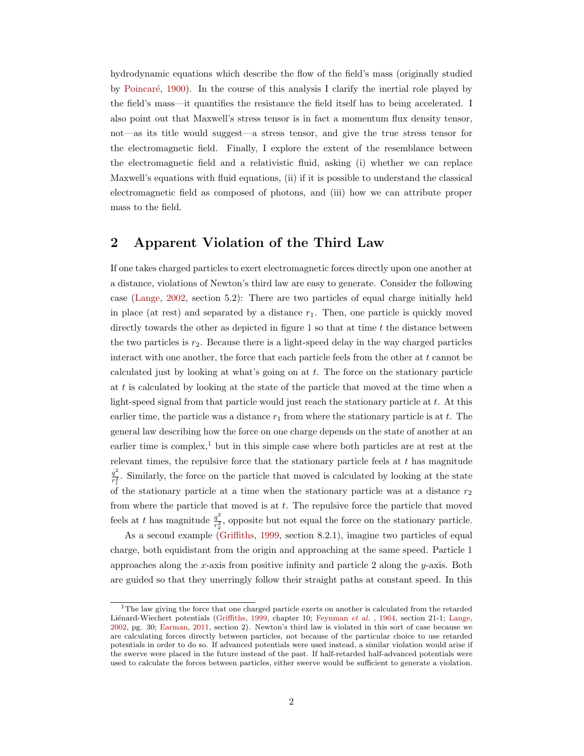hydrodynamic equations which describe the flow of the field's mass (originally studied by Poincaré, 1900). In the course of this analysis I clarify the inertial role played by the field's mass—it quantifies the resistance the field itself has to being accelerated. I also point out that Maxwell's stress tensor is in fact a momentum flux density tensor, not—as its title would suggest—a stress tensor, and give the true stress tensor for the electromagnetic field. Finally, I explore the extent of the resemblance between the electromagnetic field and a relativistic fluid, asking (i) whether we can replace Maxwell's equations with fluid equations, (ii) if it is possible to understand the classical electromagnetic field as composed of photons, and (iii) how we can attribute proper mass to the field.

## 2 Apparent Violation of the Third Law

If one takes charged particles to exert electromagnetic forces directly upon one another at a distance, violations of Newton's third law are easy to generate. Consider the following case (Lange, 2002, section 5.2): There are two particles of equal charge initially held in place (at rest) and separated by a distance $r_1$. Then, one particle is quickly moved directly towards the other as depicted in figure 1 so that at time $t$ the distance between the two particles is $r_2$. Because there is a light-speed delay in the way charged particles interact with one another, the force that each particle feels from the other at $t$ cannot be calculated just by looking at what's going on at $t$. The force on the stationary particle at $t$ is calculated by looking at the state of the particle that moved at the time when a light-speed signal from that particle would just reach the stationary particle at $t$. At this earlier time, the particle was a distance $r_1$ from where the stationary particle is at $t$. The general law describing how the force on one charge depends on the state of another at an earlier time is complex,[1] but in this simple case where both particles are at rest at the relevant times, the repulsive force that the stationary particle feels at $t$ has magnitude $\frac{q^2}{r_1^2}$. Similarly, the force on the particle that moved is calculated by looking at the state of the stationary particle at a time when the stationary particle was at a distance $r_2$ from where the particle that moved is at $t$. The repulsive force the particle that moved feels at $t$ has magnitude $\frac{q^2}{r_2^2}$, opposite but not equal the force on the stationary particle.

As a second example (Griffiths, 1999, section 8.2.1), imagine two particles of equal charge, both equidistant from the origin and approaching at the same speed. Particle 1 approaches along the $x$-axis from positive infinity and particle 2 along the $y$-axis. Both are guided so that they unerringly follow their straight paths at constant speed. In this

[1] The law giving the force that one charged particle exerts on another is calculated from the retarded Liénard-Wiechert potentials (Griffiths, 1999, chapter 10; Feynman *et al.*, 1964, section 21-1; Lange, 2002, pg. 30; Earman, 2011, section 2). Newton's third law is violated in this sort of case because we are calculating forces directly between particles, not because of the particular choice to use retarded potentials in order to do so. If advanced potentials were used instead, a similar violation would arise if the swerve were placed in the future instead of the past. If half-retarded half-advanced potentials were used to calculate the forces between particles, either swerve would be sufficient to generate a violation.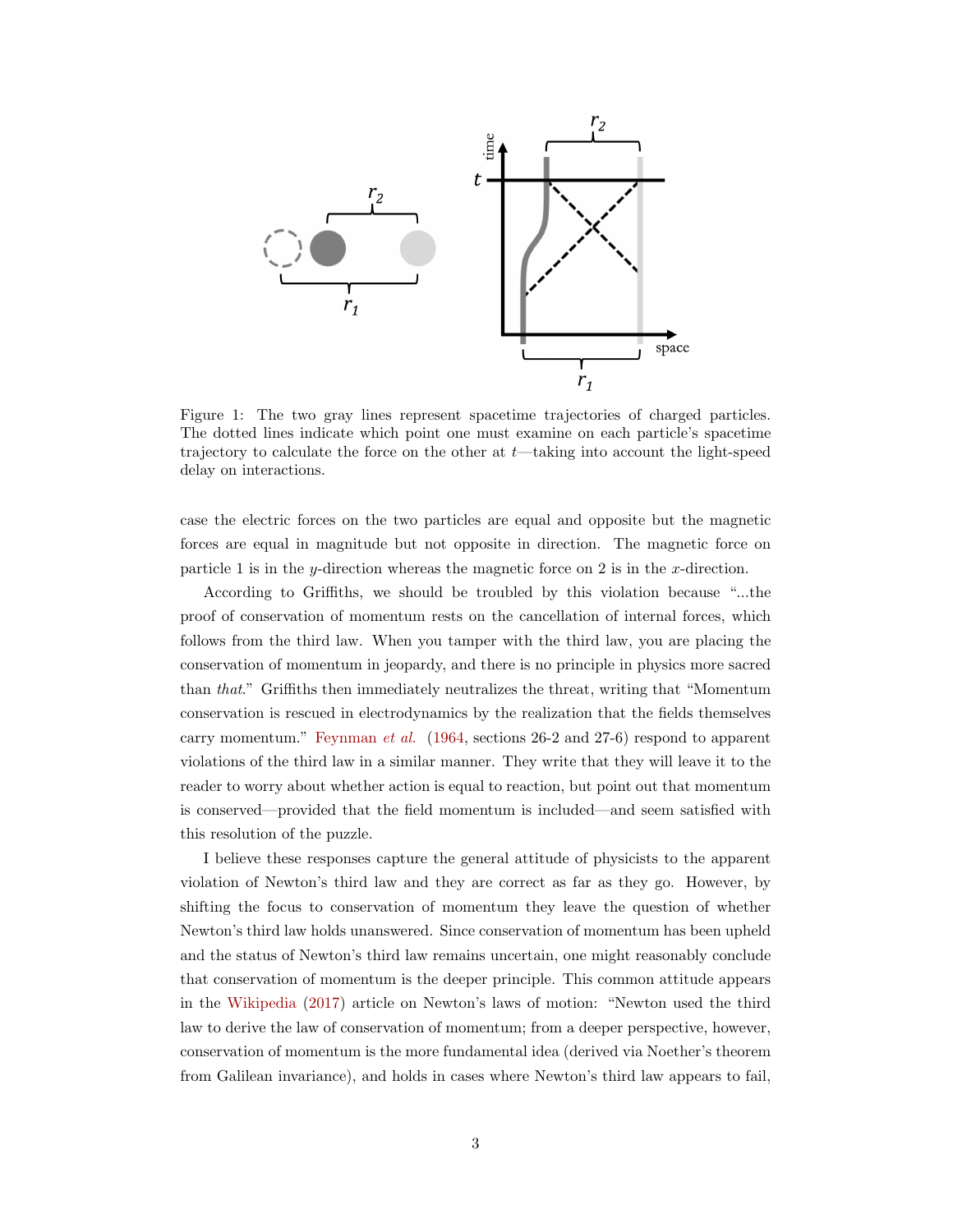Figure 1: The two gray lines represent spacetime trajectories of charged particles. The dotted lines indicate which point one must examine on each particle's spacetime trajectory to calculate the force on the other at $t$—taking into account the light-speed delay on interactions.

case the electric forces on the two particles are equal and opposite but the magnetic forces are equal in magnitude but not opposite in direction. The magnetic force on particle 1 is in the $y$-direction whereas the magnetic force on 2 is in the $x$-direction.

According to Griffiths, we should be troubled by this violation because "...the proof of conservation of momentum rests on the cancellation of internal forces, which follows from the third law. When you tamper with the third law, you are placing the conservation of momentum in jeopardy, and there is no principle in physics more sacred than *that*." Griffiths then immediately neutralizes the threat, writing that "Momentum conservation is rescued in electrodynamics by the realization that the fields themselves carry momentum." Feynman *et al.* (1964, sections 26-2 and 27-6) respond to apparent violations of the third law in a similar manner. They write that they will leave it to the reader to worry about whether action is equal to reaction, but point out that momentum is conserved—provided that the field momentum is included—and seem satisfied with this resolution of the puzzle.

I believe these responses capture the general attitude of physicists to the apparent violation of Newton's third law and they are correct as far as they go. However, by shifting the focus to conservation of momentum they leave the question of whether Newton's third law holds unanswered. Since conservation of momentum has been upheld and the status of Newton's third law remains uncertain, one might reasonably conclude that conservation of momentum is the deeper principle. This common attitude appears in the Wikipedia (2017) article on Newton's laws of motion: "Newton used the third law to derive the law of conservation of momentum; from a deeper perspective, however, conservation of momentum is the more fundamental idea (derived via Noether's theorem from Galilean invariance), and holds in cases where Newton's third law appears to fail,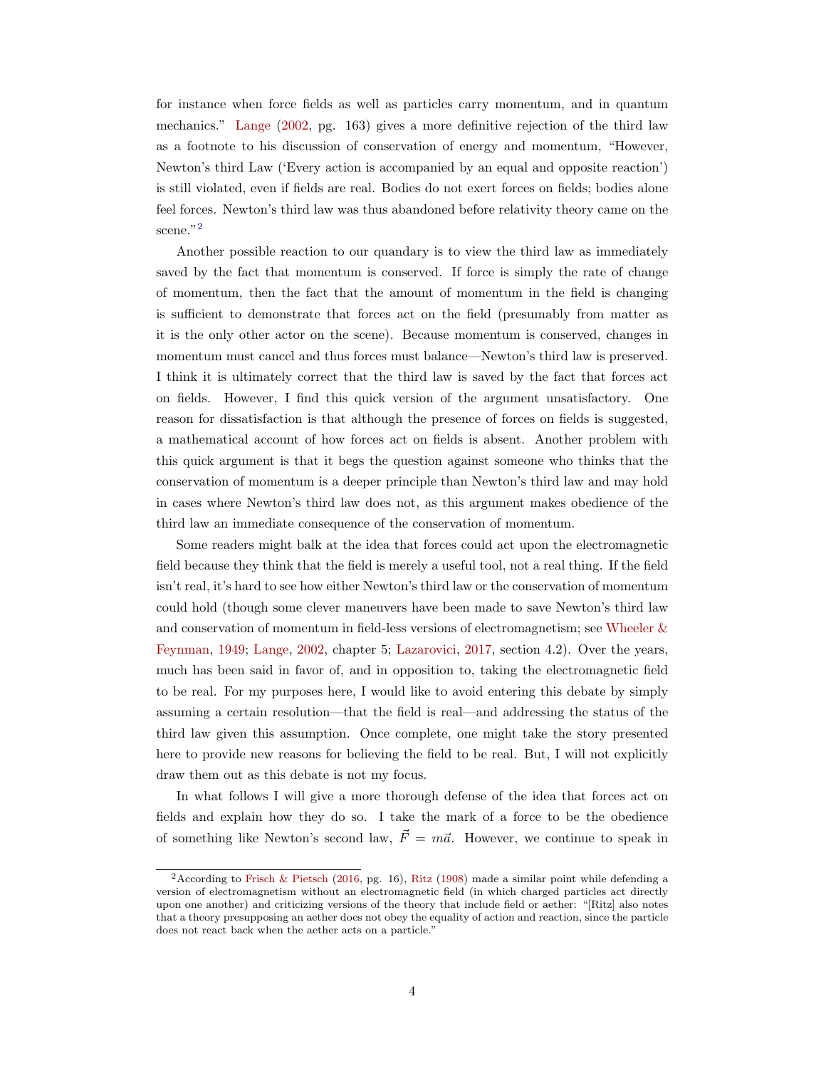for instance when force fields as well as particles carry momentum, and in quantum mechanics." Lange (2002, pg. 163) gives a more definitive rejection of the third law as a footnote to his discussion of conservation of energy and momentum, "However, Newton's third Law ('Every action is accompanied by an equal and opposite reaction') is still violated, even if fields are real. Bodies do not exert forces on fields; bodies alone feel forces. Newton's third law was thus abandoned before relativity theory came on the scene."[2]

Another possible reaction to our quandary is to view the third law as immediately saved by the fact that momentum is conserved. If force is simply the rate of change of momentum, then the fact that the amount of momentum in the field is changing is sufficient to demonstrate that forces act on the field (presumably from matter as it is the only other actor on the scene). Because momentum is conserved, changes in momentum must cancel and thus forces must balance—Newton's third law is preserved. I think it is ultimately correct that the third law is saved by the fact that forces act on fields. However, I find this quick version of the argument unsatisfactory. One reason for dissatisfaction is that although the presence of forces on fields is suggested, a mathematical account of how forces act on fields is absent. Another problem with this quick argument is that it begs the question against someone who thinks that the conservation of momentum is a deeper principle than Newton's third law and may hold in cases where Newton's third law does not, as this argument makes obedience of the third law an immediate consequence of the conservation of momentum.

Some readers might balk at the idea that forces could act upon the electromagnetic field because they think that the field is merely a useful tool, not a real thing. If the field isn't real, it's hard to see how either Newton's third law or the conservation of momentum could hold (though some clever maneuvers have been made to save Newton's third law and conservation of momentum in field-less versions of electromagnetism; see Wheeler & Feynman, 1949; Lange, 2002, chapter 5; Lazarovici, 2017, section 4.2). Over the years, much has been said in favor of, and in opposition to, taking the electromagnetic field to be real. For my purposes here, I would like to avoid entering this debate by simply assuming a certain resolution—that the field is real—and addressing the status of the third law given this assumption. Once complete, one might take the story presented here to provide new reasons for believing the field to be real. But, I will not explicitly draw them out as this debate is not my focus.

In what follows I will give a more thorough defense of the idea that forces act on fields and explain how they do so. I take the mark of a force to be the obedience of something like Newton's second law, $\vec{F} = m\vec{a}$. However, we continue to speak in

[2] According to Frisch & Pietsch (2016, pg. 16), Ritz (1908) made a similar point while defending a version of electromagnetism without an electromagnetic field (in which charged particles act directly upon one another) and criticizing versions of the theory that include field or aether: "[Ritz] also notes that a theory presupposing an aether does not obey the equality of action and reaction, since the particle does not react back when the aether acts on a particle."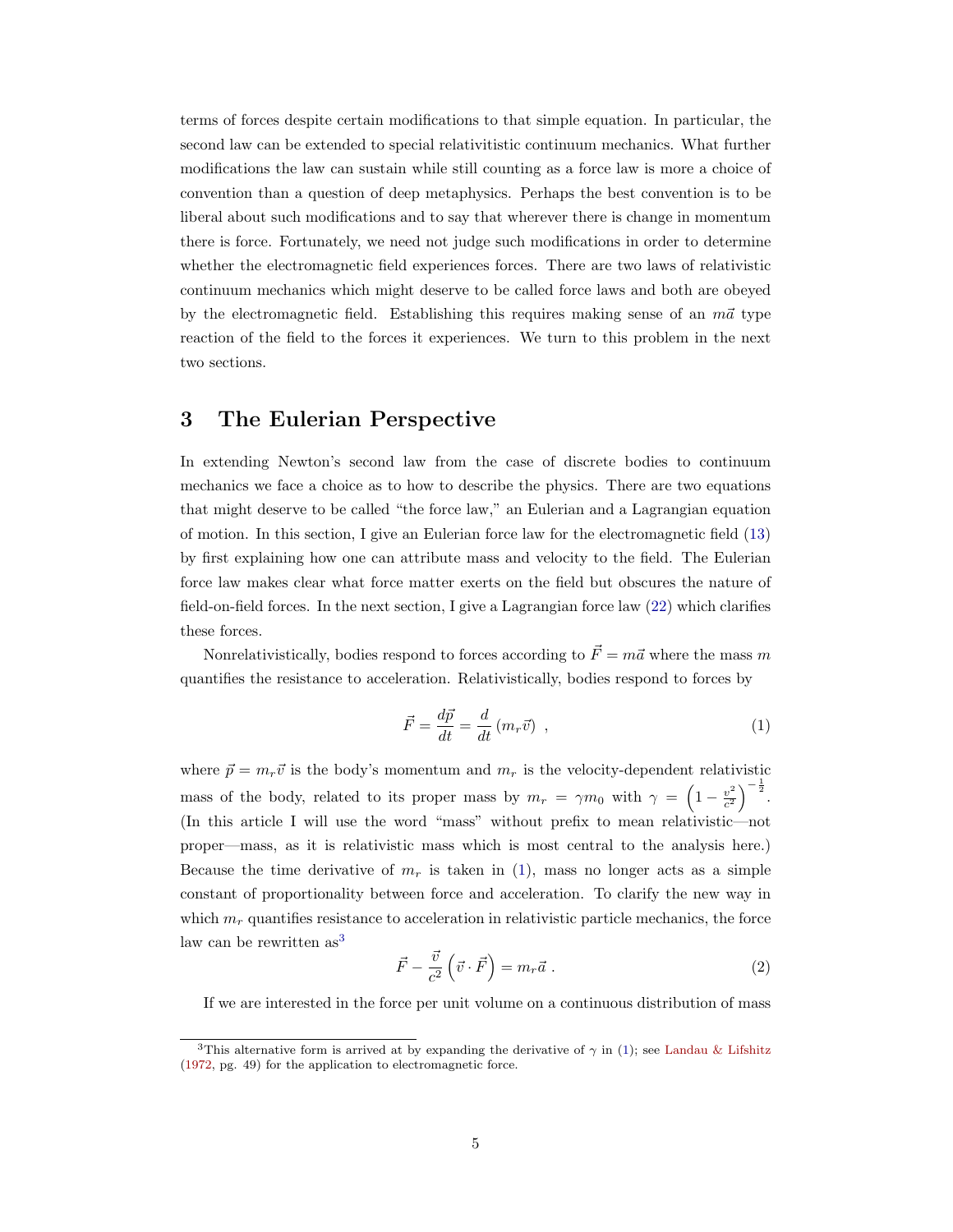terms of forces despite certain modifications to that simple equation. In particular, the second law can be extended to special relativititistic continuum mechanics. What further modifications the law can sustain while still counting as a force law is more a choice of convention than a question of deep metaphysics. Perhaps the best convention is to be liberal about such modifications and to say that wherever there is change in momentum there is force. Fortunately, we need not judge such modifications in order to determine whether the electromagnetic field experiences forces. There are two laws of relativistic continuum mechanics which might deserve to be called force laws and both are obeyed by the electromagnetic field. Establishing this requires making sense of an $m\vec{a}$ type reaction of the field to the forces it experiences. We turn to this problem in the next two sections.

## 3 The Eulerian Perspective

In extending Newton's second law from the case of discrete bodies to continuum mechanics we face a choice as to how to describe the physics. There are two equations that might deserve to be called "the force law," an Eulerian and a Lagrangian equation of motion. In this section, I give an Eulerian force law for the electromagnetic field (13) by first explaining how one can attribute mass and velocity to the field. The Eulerian force law makes clear what force matter exerts on the field but obscures the nature of field-on-field forces. In the next section, I give a Lagrangian force law (22) which clarifies these forces.

Nonrelativistically, bodies respond to forces according to $\vec{F} = m\vec{a}$ where the mass $m$ quantifies the resistance to acceleration. Relativistically, bodies respond to forces by

$$\vec{F} = \frac{d\vec{p}}{dt} = \frac{d}{dt}\left(m_r\vec{v}\right) \ , \tag{1}$$

where $\vec{p} = m_r\vec{v}$ is the body's momentum and $m_r$ is the velocity-dependent relativistic mass of the body, related to its proper mass by $m_r = \gamma m_0$ with $\gamma = \left(1 - \frac{v^2}{c^2}\right)^{-\frac{1}{2}}$. (In this article I will use the word "mass" without prefix to mean relativistic—not proper—mass, as it is relativistic mass which is most central to the analysis here.) Because the time derivative of $m_r$ is taken in (1), mass no longer acts as a simple constant of proportionality between force and acceleration. To clarify the new way in which $m_r$ quantifies resistance to acceleration in relativistic particle mechanics, the force law can be rewritten as[3]

$$\vec{F} - \frac{\vec{v}}{c^2}\left(\vec{v}\cdot\vec{F}\right) = m_r\vec{a} \ . \tag{2}$$

If we are interested in the force per unit volume on a continuous distribution of mass

[3] This alternative form is arrived at by expanding the derivative of $\gamma$ in (1); see Landau & Lifshitz (1972, pg. 49) for the application to electromagnetic force.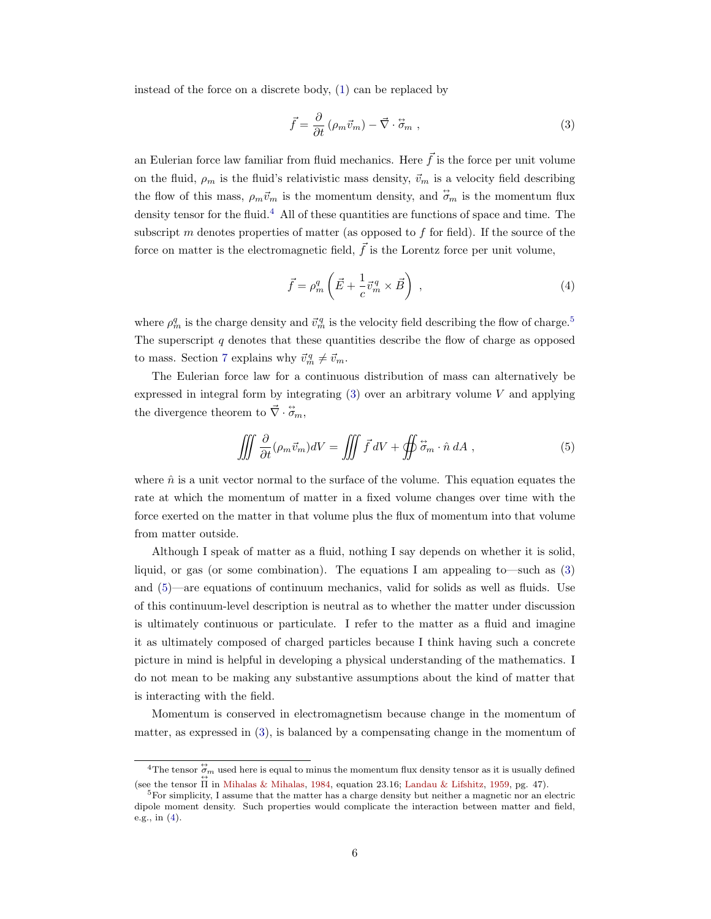instead of the force on a discrete body, (1) can be replaced by

$$\vec{f} = \frac{\partial}{\partial t}\left(\rho_m \vec{v}_m\right) - \vec{\nabla} \cdot \overset{\leftrightarrow}{\sigma}_m \ , \tag{3}$$

an Eulerian force law familiar from fluid mechanics. Here $\vec{f}$ is the force per unit volume on the fluid, $\rho_m$ is the fluid's relativistic mass density, $\vec{v}_m$ is a velocity field describing the flow of this mass, $\rho_m \vec{v}_m$ is the momentum density, and $\overset{\leftrightarrow}{\sigma}_m$ is the momentum flux density tensor for the fluid.[4] All of these quantities are functions of space and time. The subscript $m$ denotes properties of matter (as opposed to $f$ for field). If the source of the force on matter is the electromagnetic field, $\vec{f}$ is the Lorentz force per unit volume,

$$\vec{f} = \rho_m^q \left(\vec{E} + \frac{1}{c}\vec{v}_m^{\,q} \times \vec{B}\right) \ , \tag{4}$$

where $\rho_m^q$ is the charge density and $\vec{v}_m^{\,q}$ is the velocity field describing the flow of charge.[5] The superscript $q$ denotes that these quantities describe the flow of charge as opposed to mass. Section 7 explains why $\vec{v}_m^{\,q} \neq \vec{v}_m$.

The Eulerian force law for a continuous distribution of mass can alternatively be expressed in integral form by integrating (3) over an arbitrary volume $V$ and applying the divergence theorem to $\vec{\nabla} \cdot \overset{\leftrightarrow}{\sigma}_m$,

$$\iiint \frac{\partial}{\partial t}(\rho_m \vec{v}_m) dV = \iiint \vec{f}\, dV + \oiint \overset{\leftrightarrow}{\sigma}_m \cdot \hat{n}\, dA \ , \tag{5}$$

where $\hat{n}$ is a unit vector normal to the surface of the volume. This equation equates the rate at which the momentum of matter in a fixed volume changes over time with the force exerted on the matter in that volume plus the flux of momentum into that volume from matter outside.

Although I speak of matter as a fluid, nothing I say depends on whether it is solid, liquid, or gas (or some combination). The equations I am appealing to—such as (3) and (5)—are equations of continuum mechanics, valid for solids as well as fluids. Use of this continuum-level description is neutral as to whether the matter under discussion is ultimately continuous or particulate. I refer to the matter as a fluid and imagine it as ultimately composed of charged particles because I think having such a concrete picture in mind is helpful in developing a physical understanding of the mathematics. I do not mean to be making any substantive assumptions about the kind of matter that is interacting with the field.

Momentum is conserved in electromagnetism because change in the momentum of matter, as expressed in (3), is balanced by a compensating change in the momentum of

---

[4] The tensor $\overset{\leftrightarrow}{\sigma}_m$ used here is equal to minus the momentum flux density tensor as it is usually defined (see the tensor $\overset{\leftrightarrow}{\Pi}$ in Mihalas & Mihalas, 1984, equation 23.16; Landau & Lifshitz, 1959, pg. 47).

[5] For simplicity, I assume that the matter has a charge density but neither a magnetic nor an electric dipole moment density. Such properties would complicate the interaction between matter and field, e.g., in (4).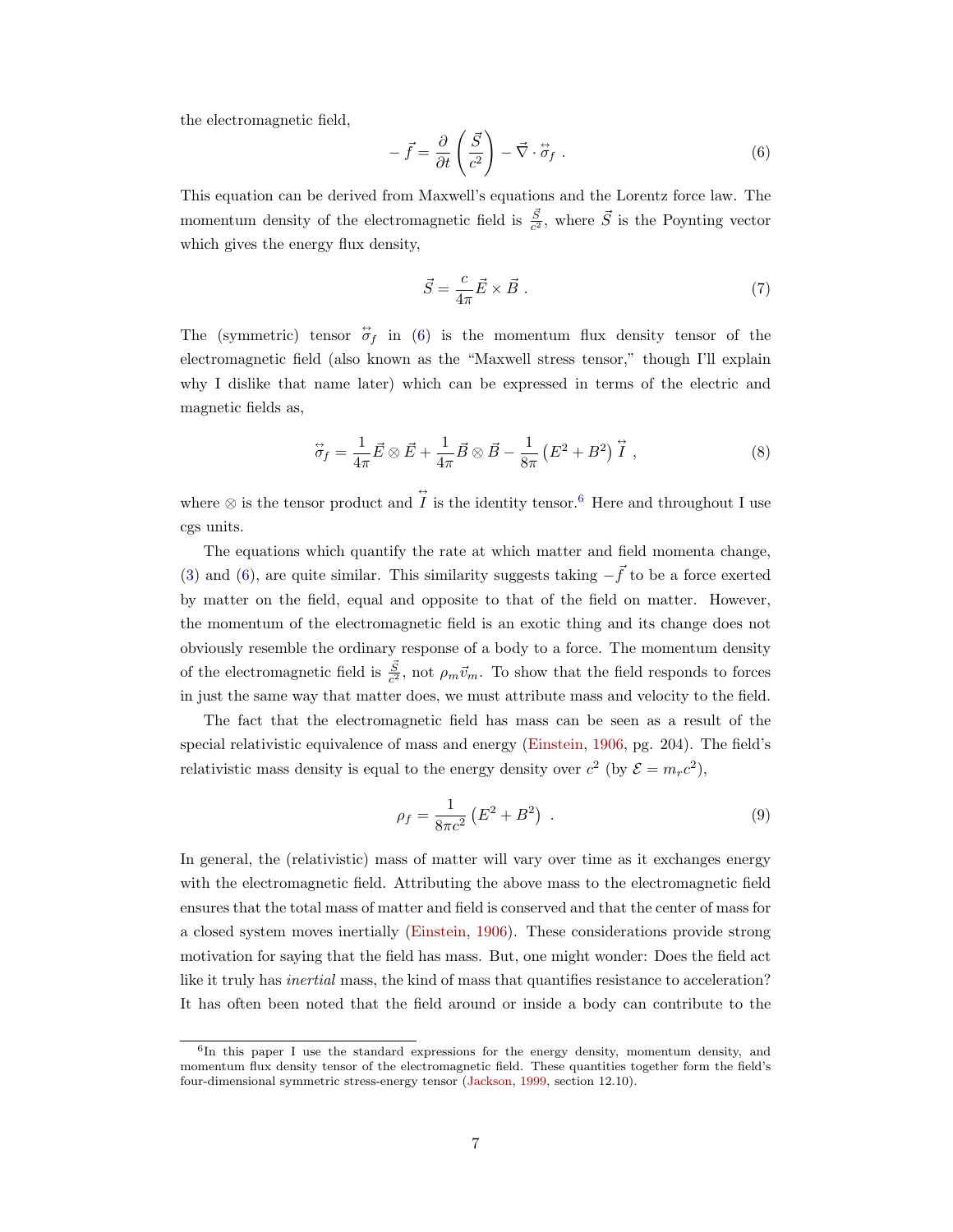the electromagnetic field,

$$-\vec{f} = \frac{\partial}{\partial t}\left(\frac{\vec{S}}{c^2}\right) - \vec{\nabla}\cdot\overleftrightarrow{\sigma}_f \ . \tag{6}$$

This equation can be derived from Maxwell's equations and the Lorentz force law. The momentum density of the electromagnetic field is $\frac{\vec{S}}{c^2}$, where $\vec{S}$ is the Poynting vector which gives the energy flux density,

$$\vec{S} = \frac{c}{4\pi}\vec{E}\times\vec{B} \ . \tag{7}$$

The (symmetric) tensor $\overleftrightarrow{\sigma}_f$ in (6) is the momentum flux density tensor of the electromagnetic field (also known as the "Maxwell stress tensor," though I'll explain why I dislike that name later) which can be expressed in terms of the electric and magnetic fields as,

$$\overleftrightarrow{\sigma}_f = \frac{1}{4\pi}\vec{E}\otimes\vec{E} + \frac{1}{4\pi}\vec{B}\otimes\vec{B} - \frac{1}{8\pi}\left(E^2+B^2\right)\overleftrightarrow{I} \ , \tag{8}$$

where $\otimes$ is the tensor product and $\overleftrightarrow{I}$ is the identity tensor.[6] Here and throughout I use cgs units.

The equations which quantify the rate at which matter and field momenta change, (3) and (6), are quite similar. This similarity suggests taking $-\vec{f}$ to be a force exerted by matter on the field, equal and opposite to that of the field on matter. However, the momentum of the electromagnetic field is an exotic thing and its change does not obviously resemble the ordinary response of a body to a force. The momentum density of the electromagnetic field is $\frac{\vec{S}}{c^2}$, not $\rho_m\vec{v}_m$. To show that the field responds to forces in just the same way that matter does, we must attribute mass and velocity to the field.

The fact that the electromagnetic field has mass can be seen as a result of the special relativistic equivalence of mass and energy (Einstein, 1906, pg. 204). The field's relativistic mass density is equal to the energy density over $c^2$ (by $\mathcal{E} = m_r c^2$),

$$\rho_f = \frac{1}{8\pi c^2}\left(E^2+B^2\right) \ . \tag{9}$$

In general, the (relativistic) mass of matter will vary over time as it exchanges energy with the electromagnetic field. Attributing the above mass to the electromagnetic field ensures that the total mass of matter and field is conserved and that the center of mass for a closed system moves inertially (Einstein, 1906). These considerations provide strong motivation for saying that the field has mass. But, one might wonder: Does the field act like it truly has *inertial* mass, the kind of mass that quantifies resistance to acceleration? It has often been noted that the field around or inside a body can contribute to the

[6] In this paper I use the standard expressions for the energy density, momentum density, and momentum flux density tensor of the electromagnetic field. These quantities together form the field's four-dimensional symmetric stress-energy tensor (Jackson, 1999, section 12.10).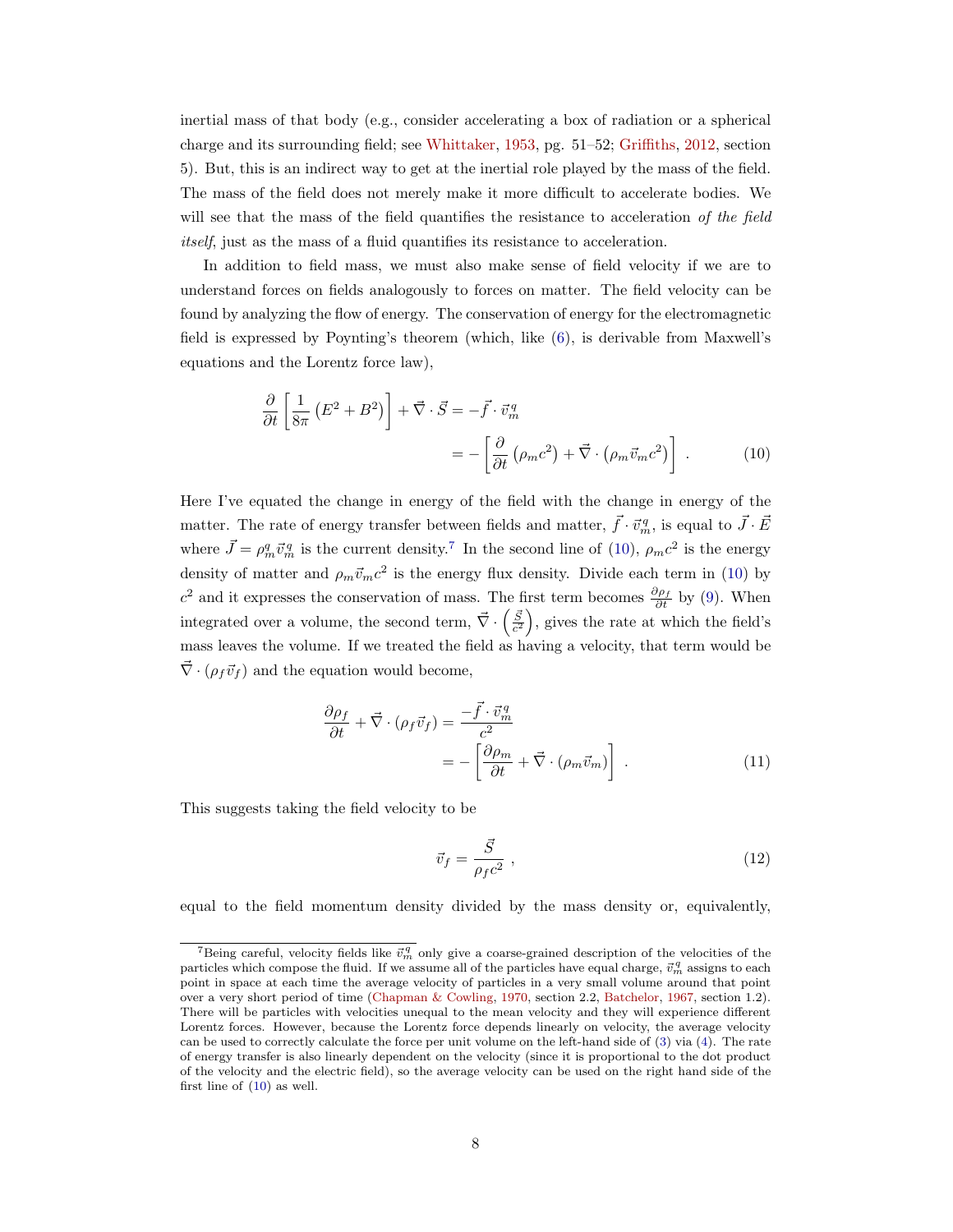inertial mass of that body (e.g., consider accelerating a box of radiation or a spherical charge and its surrounding field; see Whittaker, 1953, pg. 51–52; Griffiths, 2012, section 5). But, this is an indirect way to get at the inertial role played by the mass of the field. The mass of the field does not merely make it more difficult to accelerate bodies. We will see that the mass of the field quantifies the resistance to acceleration *of the field itself*, just as the mass of a fluid quantifies its resistance to acceleration.

In addition to field mass, we must also make sense of field velocity if we are to understand forces on fields analogously to forces on matter. The field velocity can be found by analyzing the flow of energy. The conservation of energy for the electromagnetic field is expressed by Poynting's theorem (which, like (6), is derivable from Maxwell's equations and the Lorentz force law),

$$
\begin{aligned}
\frac{\partial}{\partial t}\left[\frac{1}{8\pi}\left(E^2+B^2\right)\right]+\vec{\nabla}\cdot\vec{S} &= -\vec{f}\cdot\vec{v}^{\,q}_m \\
&= -\left[\frac{\partial}{\partial t}\left(\rho_m c^2\right)+\vec{\nabla}\cdot\left(\rho_m\vec{v}_m c^2\right)\right] \ .
\end{aligned}
\tag{10}
$$

Here I've equated the change in energy of the field with the change in energy of the matter. The rate of energy transfer between fields and matter, $\vec{f}\cdot\vec{v}^{\,q}_m$, is equal to $\vec{J}\cdot\vec{E}$ where $\vec{J}=\rho^q_m\vec{v}^{\,q}_m$ is the current density.[7] In the second line of (10), $\rho_m c^2$ is the energy density of matter and $\rho_m\vec{v}_m c^2$ is the energy flux density. Divide each term in (10) by $c^2$ and it expresses the conservation of mass. The first term becomes $\frac{\partial\rho_f}{\partial t}$ by (9). When integrated over a volume, the second term, $\vec{\nabla}\cdot\left(\frac{\vec{S}}{c^2}\right)$, gives the rate at which the field's mass leaves the volume. If we treated the field as having a velocity, that term would be $\vec{\nabla}\cdot(\rho_f\vec{v}_f)$ and the equation would become,

$$
\begin{aligned}
\frac{\partial\rho_f}{\partial t}+\vec{\nabla}\cdot(\rho_f\vec{v}_f) &= \frac{-\vec{f}\cdot\vec{v}^{\,q}_m}{c^2} \\
&= -\left[\frac{\partial\rho_m}{\partial t}+\vec{\nabla}\cdot(\rho_m\vec{v}_m)\right] \ .
\end{aligned}
\tag{11}
$$

This suggests taking the field velocity to be

$$
\vec{v}_f=\frac{\vec{S}}{\rho_f c^2} \ , \tag{12}
$$

equal to the field momentum density divided by the mass density or, equivalently,

[7] Being careful, velocity fields like $\vec{v}^{\,q}_m$ only give a coarse-grained description of the velocities of the particles which compose the fluid. If we assume all of the particles have equal charge, $\vec{v}^{\,q}_m$ assigns to each point in space at each time the average velocity of particles in a very small volume around that point over a very short period of time (Chapman & Cowling, 1970, section 2.2, Batchelor, 1967, section 1.2). There will be particles with velocities unequal to the mean velocity and they will experience different Lorentz forces. However, because the Lorentz force depends linearly on velocity, the average velocity can be used to correctly calculate the force per unit volume on the left-hand side of (3) via (4). The rate of energy transfer is also linearly dependent on the velocity (since it is proportional to the dot product of the velocity and the electric field), so the average velocity can be used on the right hand side of the first line of (10) as well.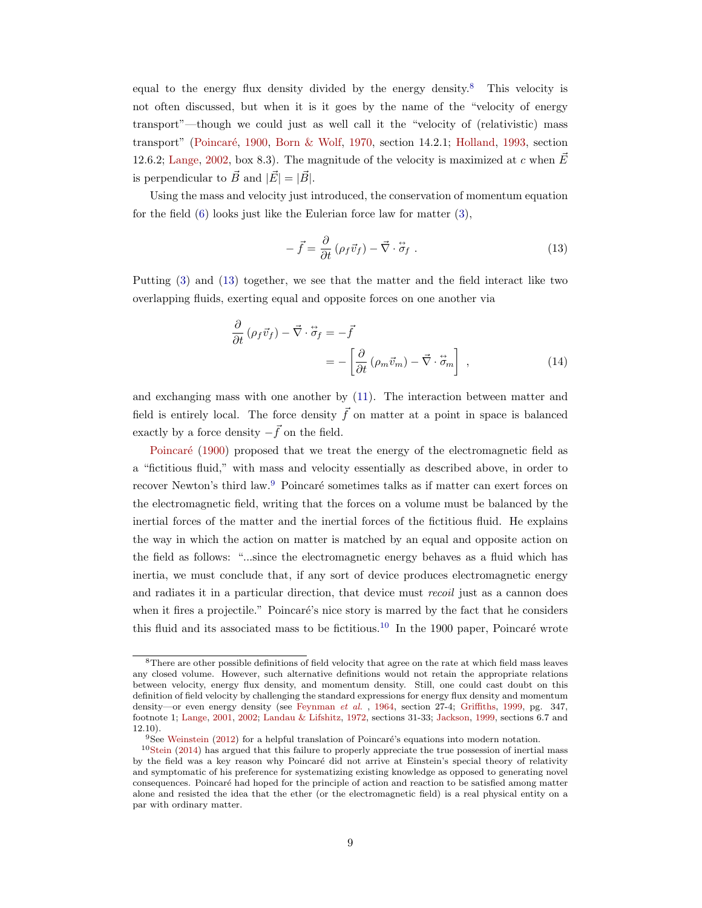equal to the energy flux density divided by the energy density.[8] This velocity is not often discussed, but when it is it goes by the name of the "velocity of energy transport"—though we could just as well call it the "velocity of (relativistic) mass transport" (Poincaré, 1900, Born & Wolf, 1970, section 14.2.1; Holland, 1993, section 12.6.2; Lange, 2002, box 8.3). The magnitude of the velocity is maximized at $c$ when $\vec{E}$ is perpendicular to $\vec{B}$ and $|\vec{E}| = |\vec{B}|$.

Using the mass and velocity just introduced, the conservation of momentum equation for the field (6) looks just like the Eulerian force law for matter (3),

$$-\vec{f} = \frac{\partial}{\partial t}\left(\rho_f \vec{v}_f\right) - \vec{\nabla} \cdot \overleftrightarrow{\sigma}_f \ . \tag{13}$$

Putting (3) and (13) together, we see that the matter and the field interact like two overlapping fluids, exerting equal and opposite forces on one another via

$$\begin{aligned} \frac{\partial}{\partial t}\left(\rho_f \vec{v}_f\right) - \vec{\nabla} \cdot \overleftrightarrow{\sigma}_f &= -\vec{f} \\ &= -\left[\frac{\partial}{\partial t}\left(\rho_m \vec{v}_m\right) - \vec{\nabla} \cdot \overleftrightarrow{\sigma}_m\right] \ , \end{aligned} \tag{14}$$

and exchanging mass with one another by (11). The interaction between matter and field is entirely local. The force density $\vec{f}$ on matter at a point in space is balanced exactly by a force density $-\vec{f}$ on the field.

Poincaré (1900) proposed that we treat the energy of the electromagnetic field as a "fictitious fluid," with mass and velocity essentially as described above, in order to recover Newton's third law.[9] Poincaré sometimes talks as if matter can exert forces on the electromagnetic field, writing that the forces on a volume must be balanced by the inertial forces of the matter and the inertial forces of the fictitious fluid. He explains the way in which the action on matter is matched by an equal and opposite action on the field as follows: "...since the electromagnetic energy behaves as a fluid which has inertia, we must conclude that, if any sort of device produces electromagnetic energy and radiates it in a particular direction, that device must *recoil* just as a cannon does when it fires a projectile." Poincaré's nice story is marred by the fact that he considers this fluid and its associated mass to be fictitious.[10] In the 1900 paper, Poincaré wrote

---

[8] There are other possible definitions of field velocity that agree on the rate at which field mass leaves any closed volume. However, such alternative definitions would not retain the appropriate relations between velocity, energy flux density, and momentum density. Still, one could cast doubt on this definition of field velocity by challenging the standard expressions for energy flux density and momentum density—or even energy density (see Feynman *et al.* , 1964, section 27-4; Griffiths, 1999, pg. 347, footnote 1; Lange, 2001, 2002; Landau & Lifshitz, 1972, sections 31-33; Jackson, 1999, sections 6.7 and 12.10).

[9] See Weinstein (2012) for a helpful translation of Poincaré's equations into modern notation.

[10] Stein (2014) has argued that this failure to properly appreciate the true possession of inertial mass by the field was a key reason why Poincaré did not arrive at Einstein's special theory of relativity and symptomatic of his preference for systematizing existing knowledge as opposed to generating novel consequences. Poincaré had hoped for the principle of action and reaction to be satisfied among matter alone and resisted the idea that the ether (or the electromagnetic field) is a real physical entity on a par with ordinary matter.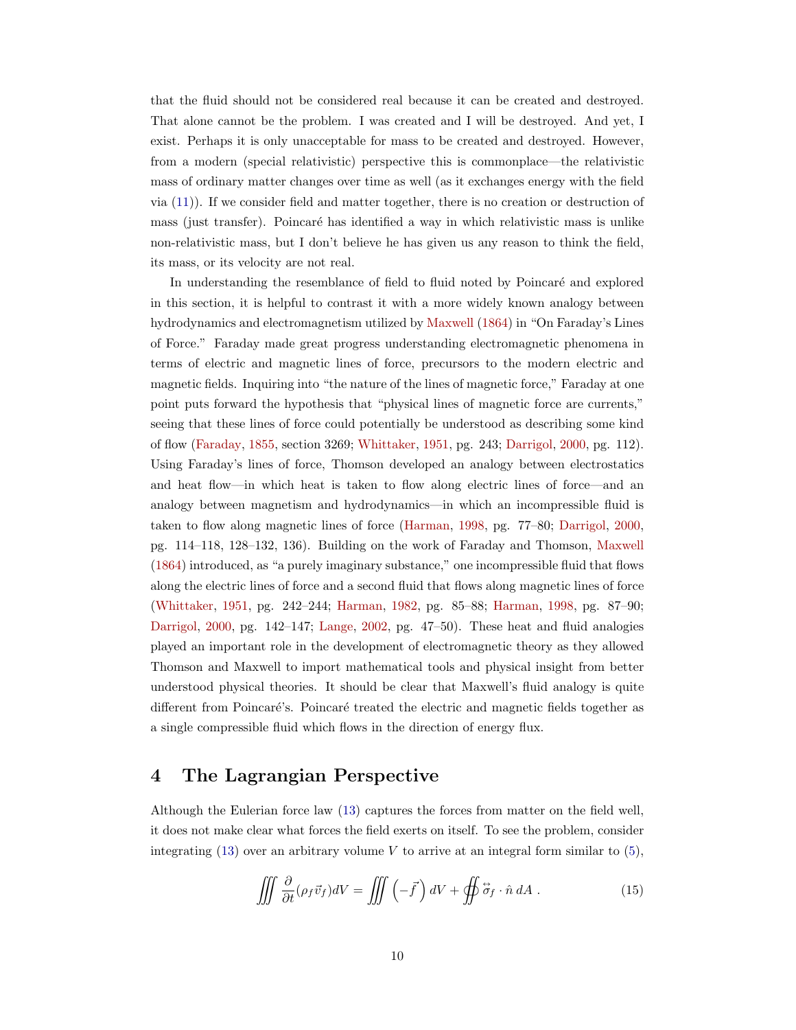that the fluid should not be considered real because it can be created and destroyed. That alone cannot be the problem. I was created and I will be destroyed. And yet, I exist. Perhaps it is only unacceptable for mass to be created and destroyed. However, from a modern (special relativistic) perspective this is commonplace—the relativistic mass of ordinary matter changes over time as well (as it exchanges energy with the field via (11)). If we consider field and matter together, there is no creation or destruction of mass (just transfer). Poincaré has identified a way in which relativistic mass is unlike non-relativistic mass, but I don't believe he has given us any reason to think the field, its mass, or its velocity are not real.

In understanding the resemblance of field to fluid noted by Poincaré and explored in this section, it is helpful to contrast it with a more widely known analogy between hydrodynamics and electromagnetism utilized by Maxwell (1864) in "On Faraday's Lines of Force." Faraday made great progress understanding electromagnetic phenomena in terms of electric and magnetic lines of force, precursors to the modern electric and magnetic fields. Inquiring into "the nature of the lines of magnetic force," Faraday at one point puts forward the hypothesis that "physical lines of magnetic force are currents," seeing that these lines of force could potentially be understood as describing some kind of flow (Faraday, 1855, section 3269; Whittaker, 1951, pg. 243; Darrigol, 2000, pg. 112). Using Faraday's lines of force, Thomson developed an analogy between electrostatics and heat flow—in which heat is taken to flow along electric lines of force—and an analogy between magnetism and hydrodynamics—in which an incompressible fluid is taken to flow along magnetic lines of force (Harman, 1998, pg. 77–80; Darrigol, 2000, pg. 114–118, 128–132, 136). Building on the work of Faraday and Thomson, Maxwell (1864) introduced, as "a purely imaginary substance," one incompressible fluid that flows along the electric lines of force and a second fluid that flows along magnetic lines of force (Whittaker, 1951, pg. 242–244; Harman, 1982, pg. 85–88; Harman, 1998, pg. 87–90; Darrigol, 2000, pg. 142–147; Lange, 2002, pg. 47–50). These heat and fluid analogies played an important role in the development of electromagnetic theory as they allowed Thomson and Maxwell to import mathematical tools and physical insight from better understood physical theories. It should be clear that Maxwell's fluid analogy is quite different from Poincaré's. Poincaré treated the electric and magnetic fields together as a single compressible fluid which flows in the direction of energy flux.

# 4 The Lagrangian Perspective

Although the Eulerian force law (13) captures the forces from matter on the field well, it does not make clear what forces the field exerts on itself. To see the problem, consider integrating (13) over an arbitrary volume $V$ to arrive at an integral form similar to (5),

$$\iiint \frac{\partial}{\partial t}(\rho_f \vec{v}_f) dV = \iiint \left(-\vec{f}\right) dV + \oiint \overleftrightarrow{\sigma}_f \cdot \hat{n}\, dA \; . \tag{15}$$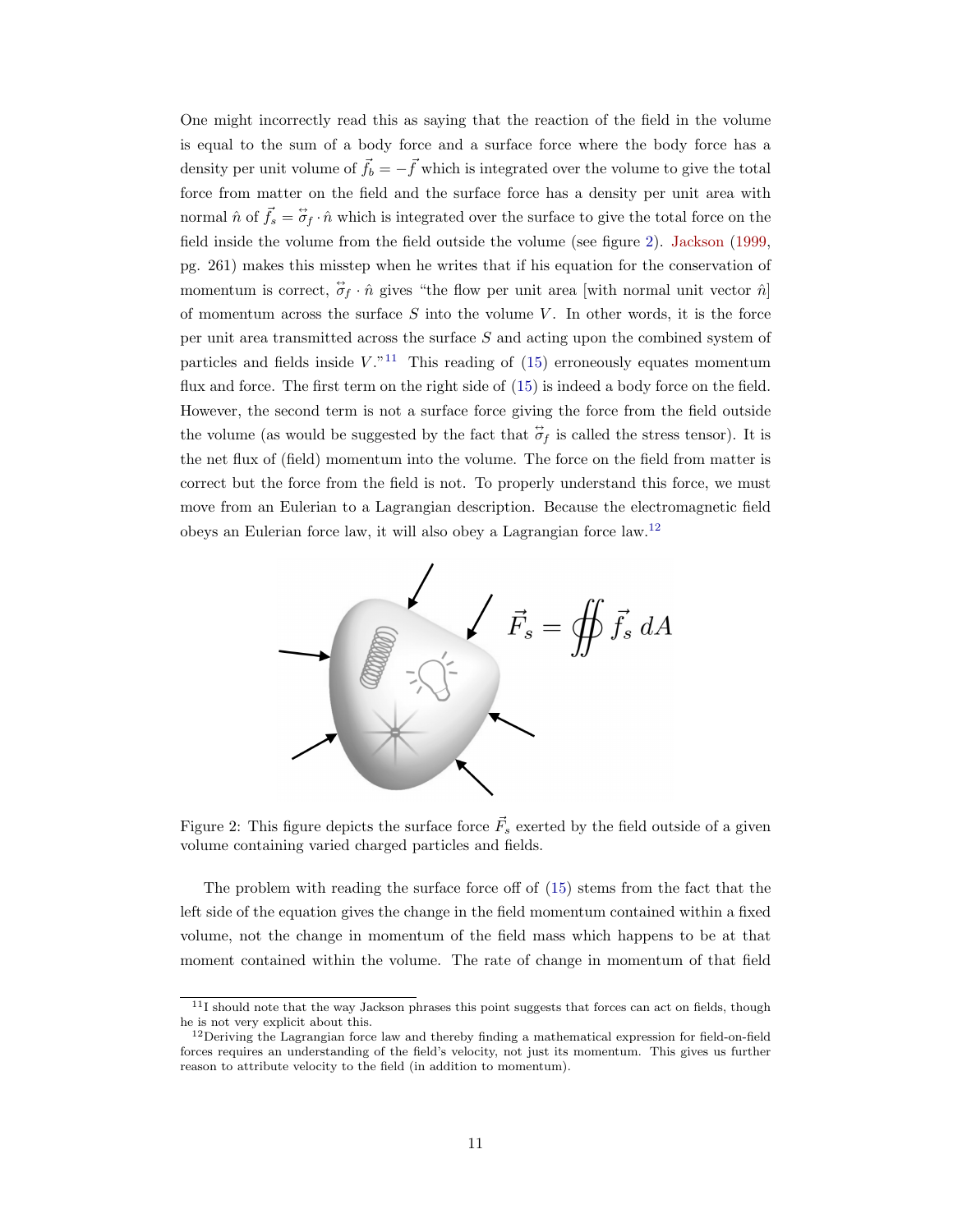One might incorrectly read this as saying that the reaction of the field in the volume is equal to the sum of a body force and a surface force where the body force has a density per unit volume of $\vec{f}_b = -\vec{f}$ which is integrated over the volume to give the total force from matter on the field and the surface force has a density per unit area with normal $\hat{n}$ of $\vec{f}_s = \overleftrightarrow{\sigma}_f \cdot \hat{n}$ which is integrated over the surface to give the total force on the field inside the volume from the field outside the volume (see figure 2). Jackson (1999, pg. 261) makes this misstep when he writes that if his equation for the conservation of momentum is correct, $\overleftrightarrow{\sigma}_f \cdot \hat{n}$ gives "the flow per unit area [with normal unit vector $\hat{n}$] of momentum across the surface $S$ into the volume $V$. In other words, it is the force per unit area transmitted across the surface $S$ and acting upon the combined system of particles and fields inside $V$."[11] This reading of (15) erroneously equates momentum flux and force. The first term on the right side of (15) is indeed a body force on the field. However, the second term is not a surface force giving the force from the field outside the volume (as would be suggested by the fact that $\overleftrightarrow{\sigma}_f$ is called the stress tensor). It is the net flux of (field) momentum into the volume. The force on the field from matter is correct but the force from the field is not. To properly understand this force, we must move from an Eulerian to a Lagrangian description. Because the electromagnetic field obeys an Eulerian force law, it will also obey a Lagrangian force law.[12]

$$\vec{F}_s = \oiint \vec{f}_s \, dA$$

Figure 2: This figure depicts the surface force $\vec{F}_s$ exerted by the field outside of a given volume containing varied charged particles and fields.

The problem with reading the surface force off of (15) stems from the fact that the left side of the equation gives the change in the field momentum contained within a fixed volume, not the change in momentum of the field mass which happens to be at that moment contained within the volume. The rate of change in momentum of that field

[11] I should note that the way Jackson phrases this point suggests that forces can act on fields, though he is not very explicit about this.

[12] Deriving the Lagrangian force law and thereby finding a mathematical expression for field-on-field forces requires an understanding of the field's velocity, not just its momentum. This gives us further reason to attribute velocity to the field (in addition to momentum).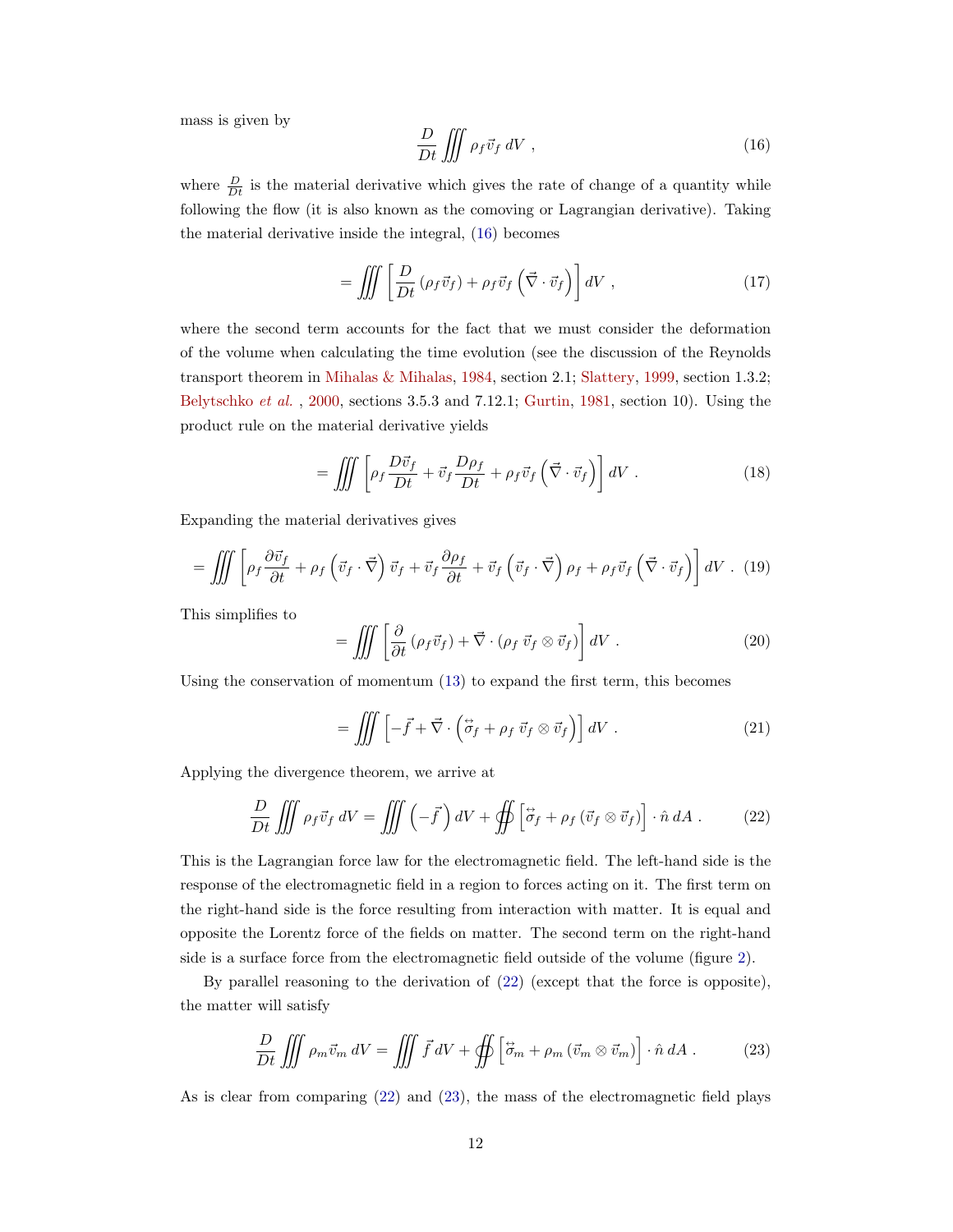mass is given by

$$\frac{D}{Dt} \iiint \rho_f \vec{v}_f \, dV \ , \tag{16}$$

where $\frac{D}{Dt}$ is the material derivative which gives the rate of change of a quantity while following the flow (it is also known as the comoving or Lagrangian derivative). Taking the material derivative inside the integral, (16) becomes

$$= \iiint \left[ \frac{D}{Dt} \left( \rho_f \vec{v}_f \right) + \rho_f \vec{v}_f \left( \vec{\nabla} \cdot \vec{v}_f \right) \right] dV \ , \tag{17}$$

where the second term accounts for the fact that we must consider the deformation of the volume when calculating the time evolution (see the discussion of the Reynolds transport theorem in Mihalas & Mihalas, 1984, section 2.1; Slattery, 1999, section 1.3.2; Belytschko *et al.* , 2000, sections 3.5.3 and 7.12.1; Gurtin, 1981, section 10). Using the product rule on the material derivative yields

$$= \iiint \left[ \rho_f \frac{D\vec{v}_f}{Dt} + \vec{v}_f \frac{D\rho_f}{Dt} + \rho_f \vec{v}_f \left( \vec{\nabla} \cdot \vec{v}_f \right) \right] dV \ . \tag{18}$$

Expanding the material derivatives gives

$$= \iiint \left[ \rho_f \frac{\partial \vec{v}_f}{\partial t} + \rho_f \left( \vec{v}_f \cdot \vec{\nabla} \right) \vec{v}_f + \vec{v}_f \frac{\partial \rho_f}{\partial t} + \vec{v}_f \left( \vec{v}_f \cdot \vec{\nabla} \right) \rho_f + \rho_f \vec{v}_f \left( \vec{\nabla} \cdot \vec{v}_f \right) \right] dV \ . \tag{19}$$

This simplifies to

$$= \iiint \left[ \frac{\partial}{\partial t} \left( \rho_f \vec{v}_f \right) + \vec{\nabla} \cdot \left( \rho_f \, \vec{v}_f \otimes \vec{v}_f \right) \right] dV \ . \tag{20}$$

Using the conservation of momentum (13) to expand the first term, this becomes

$$= \iiint \left[ -\vec{f} + \vec{\nabla} \cdot \left( \overleftrightarrow{\sigma}_f + \rho_f \, \vec{v}_f \otimes \vec{v}_f \right) \right] dV \ . \tag{21}$$

Applying the divergence theorem, we arrive at

$$\frac{D}{Dt} \iiint \rho_f \vec{v}_f \, dV = \iiint \left( -\vec{f} \right) dV + \oiint \left[ \overleftrightarrow{\sigma}_f + \rho_f \left( \vec{v}_f \otimes \vec{v}_f \right) \right] \cdot \hat{n} \, dA \ . \tag{22}$$

This is the Lagrangian force law for the electromagnetic field. The left-hand side is the response of the electromagnetic field in a region to forces acting on it. The first term on the right-hand side is the force resulting from interaction with matter. It is equal and opposite the Lorentz force of the fields on matter. The second term on the right-hand side is a surface force from the electromagnetic field outside of the volume (figure 2).

By parallel reasoning to the derivation of (22) (except that the force is opposite), the matter will satisfy

$$\frac{D}{Dt} \iiint \rho_m \vec{v}_m \, dV = \iiint \vec{f} \, dV + \oiint \left[ \overleftrightarrow{\sigma}_m + \rho_m \left( \vec{v}_m \otimes \vec{v}_m \right) \right] \cdot \hat{n} \, dA \ . \tag{23}$$

As is clear from comparing (22) and (23), the mass of the electromagnetic field plays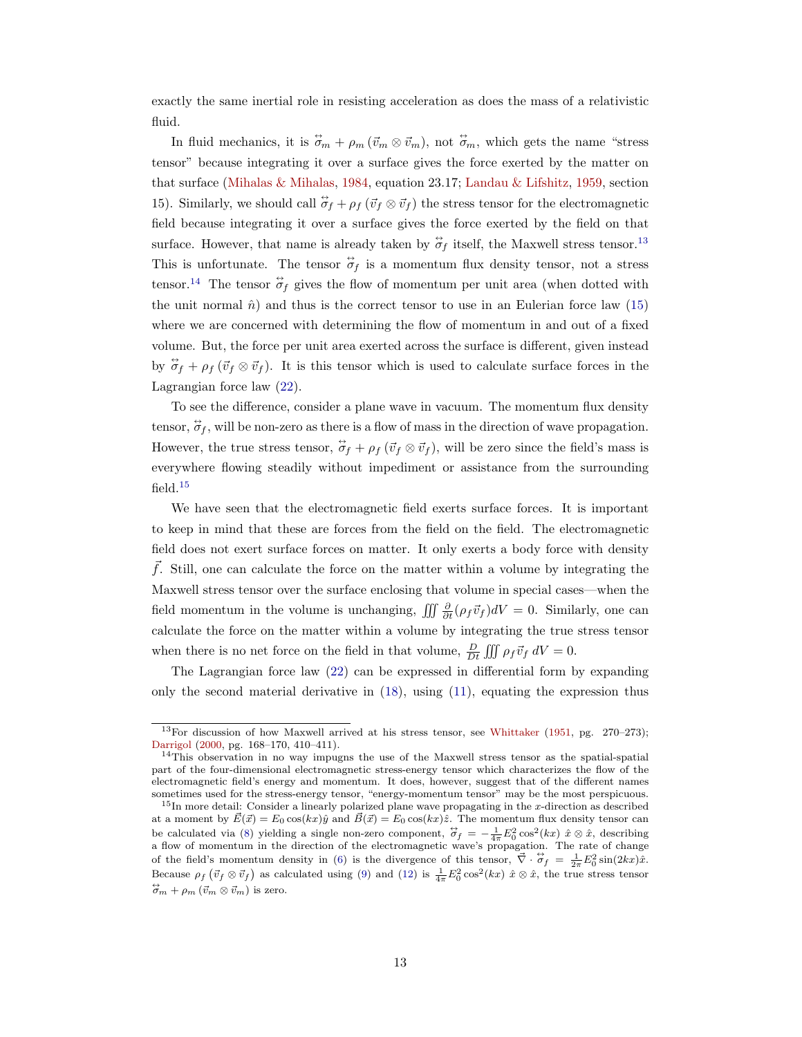exactly the same inertial role in resisting acceleration as does the mass of a relativistic fluid.

In fluid mechanics, it is $\overleftrightarrow{\sigma}_m + \rho_m (\vec{v}_m \otimes \vec{v}_m)$, not $\overleftrightarrow{\sigma}_m$, which gets the name "stress tensor" because integrating it over a surface gives the force exerted by the matter on that surface (Mihalas & Mihalas, 1984, equation 23.17; Landau & Lifshitz, 1959, section 15). Similarly, we should call $\overleftrightarrow{\sigma}_f + \rho_f (\vec{v}_f \otimes \vec{v}_f)$ the stress tensor for the electromagnetic field because integrating it over a surface gives the force exerted by the field on that surface. However, that name is already taken by $\overleftrightarrow{\sigma}_f$ itself, the Maxwell stress tensor.[13] This is unfortunate. The tensor $\overleftrightarrow{\sigma}_f$ is a momentum flux density tensor, not a stress tensor.[14] The tensor $\overleftrightarrow{\sigma}_f$ gives the flow of momentum per unit area (when dotted with the unit normal $\hat{n}$) and thus is the correct tensor to use in an Eulerian force law (15) where we are concerned with determining the flow of momentum in and out of a fixed volume. But, the force per unit area exerted across the surface is different, given instead by $\overleftrightarrow{\sigma}_f + \rho_f (\vec{v}_f \otimes \vec{v}_f)$. It is this tensor which is used to calculate surface forces in the Lagrangian force law (22).

To see the difference, consider a plane wave in vacuum. The momentum flux density tensor, $\overleftrightarrow{\sigma}_f$, will be non-zero as there is a flow of mass in the direction of wave propagation. However, the true stress tensor, $\overleftrightarrow{\sigma}_f + \rho_f (\vec{v}_f \otimes \vec{v}_f)$, will be zero since the field's mass is everywhere flowing steadily without impediment or assistance from the surrounding field.[15]

We have seen that the electromagnetic field exerts surface forces. It is important to keep in mind that these are forces from the field on the field. The electromagnetic field does not exert surface forces on matter. It only exerts a body force with density $\vec{f}$. Still, one can calculate the force on the matter within a volume by integrating the Maxwell stress tensor over the surface enclosing that volume in special cases—when the field momentum in the volume is unchanging, $\iiint \frac{\partial}{\partial t}(\rho_f \vec{v}_f) dV = 0$. Similarly, one can calculate the force on the matter within a volume by integrating the true stress tensor when there is no net force on the field in that volume, $\frac{D}{Dt} \iiint \rho_f \vec{v}_f \, dV = 0$.

The Lagrangian force law (22) can be expressed in differential form by expanding only the second material derivative in (18), using (11), equating the expression thus

---

[13] For discussion of how Maxwell arrived at his stress tensor, see Whittaker (1951, pg. 270–273); Darrigol (2000, pg. 168–170, 410–411).

[14] This observation in no way impugns the use of the Maxwell stress tensor as the spatial-spatial part of the four-dimensional electromagnetic stress-energy tensor which characterizes the flow of the electromagnetic field's energy and momentum. It does, however, suggest that of the different names sometimes used for the stress-energy tensor, "energy-momentum tensor" may be the most perspicuous.

[15] In more detail: Consider a linearly polarized plane wave propagating in the $x$-direction as described at a moment by $\vec{E}(\vec{x}) = E_0 \cos(kx)\hat{y}$ and $\vec{B}(\vec{x}) = E_0 \cos(kx)\hat{z}$. The momentum flux density tensor can be calculated via (8) yielding a single non-zero component, $\overleftrightarrow{\sigma}_f = -\frac{1}{4\pi} E_0^2 \cos^2(kx) \; \hat{x} \otimes \hat{x}$, describing a flow of momentum in the direction of the electromagnetic wave's propagation. The rate of change of the field's momentum density in (6) is the divergence of this tensor, $\vec{\nabla} \cdot \overleftrightarrow{\sigma}_f = \frac{1}{2\pi} E_0^2 \sin(2kx)\hat{x}$. Because $\rho_f (\vec{v}_f \otimes \vec{v}_f)$ as calculated using (9) and (12) is $\frac{1}{4\pi} E_0^2 \cos^2(kx) \; \hat{x} \otimes \hat{x}$, the true stress tensor $\overleftrightarrow{\sigma}_m + \rho_m (\vec{v}_m \otimes \vec{v}_m)$ is zero.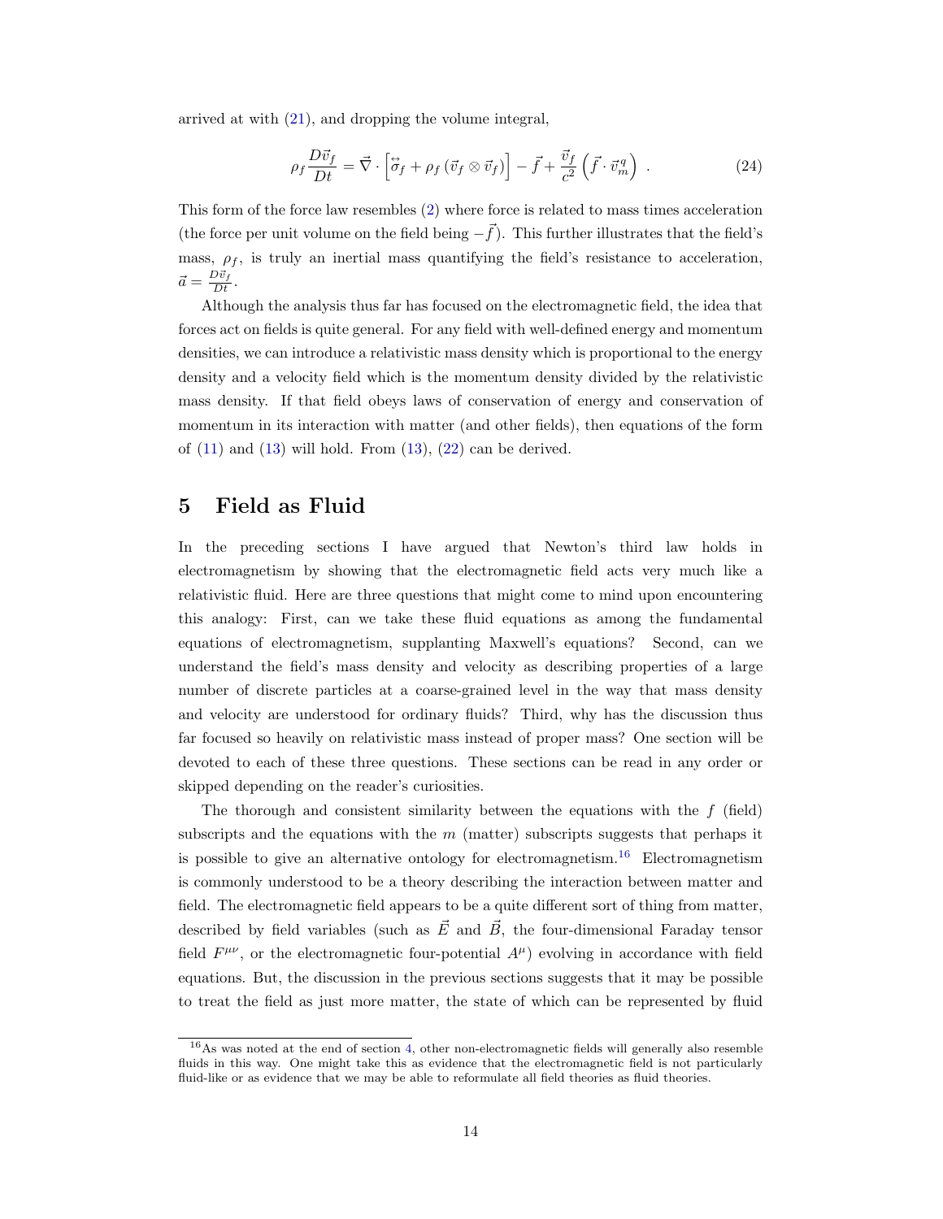arrived at with (21), and dropping the volume integral,

$$\rho_f \frac{D\vec{v}_f}{Dt} = \vec{\nabla} \cdot \left[ \overleftrightarrow{\sigma}_f + \rho_f \left( \vec{v}_f \otimes \vec{v}_f \right) \right] - \vec{f} + \frac{\vec{v}_f}{c^2} \left( \vec{f} \cdot \vec{v}^{\,q}_m \right) \ . \tag{24}$$

This form of the force law resembles (2) where force is related to mass times acceleration (the force per unit volume on the field being $-\vec{f}$). This further illustrates that the field's mass, $\rho_f$, is truly an inertial mass quantifying the field's resistance to acceleration, $\vec{a} = \frac{D\vec{v}_f}{Dt}$.

Although the analysis thus far has focused on the electromagnetic field, the idea that forces act on fields is quite general. For any field with well-defined energy and momentum densities, we can introduce a relativistic mass density which is proportional to the energy density and a velocity field which is the momentum density divided by the relativistic mass density. If that field obeys laws of conservation of energy and conservation of momentum in its interaction with matter (and other fields), then equations of the form of (11) and (13) will hold. From (13), (22) can be derived.

## 5 Field as Fluid

In the preceding sections I have argued that Newton's third law holds in electromagnetism by showing that the electromagnetic field acts very much like a relativistic fluid. Here are three questions that might come to mind upon encountering this analogy: First, can we take these fluid equations as among the fundamental equations of electromagnetism, supplanting Maxwell's equations? Second, can we understand the field's mass density and velocity as describing properties of a large number of discrete particles at a coarse-grained level in the way that mass density and velocity are understood for ordinary fluids? Third, why has the discussion thus far focused so heavily on relativistic mass instead of proper mass? One section will be devoted to each of these three questions. These sections can be read in any order or skipped depending on the reader's curiosities.

The thorough and consistent similarity between the equations with the $f$ (field) subscripts and the equations with the $m$ (matter) subscripts suggests that perhaps it is possible to give an alternative ontology for electromagnetism.[16] Electromagnetism is commonly understood to be a theory describing the interaction between matter and field. The electromagnetic field appears to be a quite different sort of thing from matter, described by field variables (such as $\vec{E}$ and $\vec{B}$, the four-dimensional Faraday tensor field $F^{\mu\nu}$, or the electromagnetic four-potential $A^{\mu}$) evolving in accordance with field equations. But, the discussion in the previous sections suggests that it may be possible to treat the field as just more matter, the state of which can be represented by fluid

[16] As was noted at the end of section 4, other non-electromagnetic fields will generally also resemble fluids in this way. One might take this as evidence that the electromagnetic field is not particularly fluid-like or as evidence that we may be able to reformulate all field theories as fluid theories.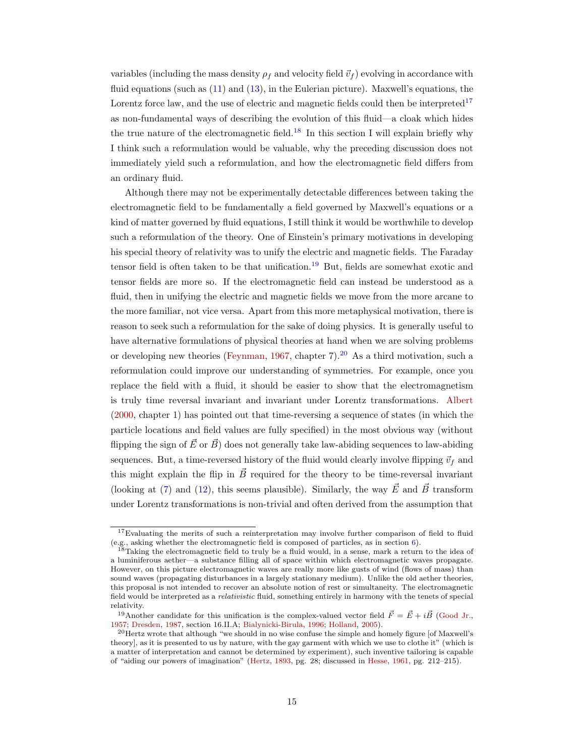variables (including the mass density $\rho_f$ and velocity field $\vec{v}_f$) evolving in accordance with fluid equations (such as (11) and (13), in the Eulerian picture). Maxwell's equations, the Lorentz force law, and the use of electric and magnetic fields could then be interpreted[17] as non-fundamental ways of describing the evolution of this fluid—a cloak which hides the true nature of the electromagnetic field.[18] In this section I will explain briefly why I think such a reformulation would be valuable, why the preceding discussion does not immediately yield such a reformulation, and how the electromagnetic field differs from an ordinary fluid.

Although there may not be experimentally detectable differences between taking the electromagnetic field to be fundamentally a field governed by Maxwell's equations or a kind of matter governed by fluid equations, I still think it would be worthwhile to develop such a reformulation of the theory. One of Einstein's primary motivations in developing his special theory of relativity was to unify the electric and magnetic fields. The Faraday tensor field is often taken to be that unification.[19] But, fields are somewhat exotic and tensor fields are more so. If the electromagnetic field can instead be understood as a fluid, then in unifying the electric and magnetic fields we move from the more arcane to the more familiar, not vice versa. Apart from this more metaphysical motivation, there is reason to seek such a reformulation for the sake of doing physics. It is generally useful to have alternative formulations of physical theories at hand when we are solving problems or developing new theories (Feynman, 1967, chapter 7).[20] As a third motivation, such a reformulation could improve our understanding of symmetries. For example, once you replace the field with a fluid, it should be easier to show that the electromagnetism is truly time reversal invariant and invariant under Lorentz transformations. Albert (2000, chapter 1) has pointed out that time-reversing a sequence of states (in which the particle locations and field values are fully specified) in the most obvious way (without flipping the sign of $\vec{E}$ or $\vec{B}$) does not generally take law-abiding sequences to law-abiding sequences. But, a time-reversed history of the fluid would clearly involve flipping $\vec{v}_f$ and this might explain the flip in $\vec{B}$ required for the theory to be time-reversal invariant (looking at (7) and (12), this seems plausible). Similarly, the way $\vec{E}$ and $\vec{B}$ transform under Lorentz transformations is non-trivial and often derived from the assumption that

---

[17] Evaluating the merits of such a reinterpretation may involve further comparison of field to fluid (e.g., asking whether the electromagnetic field is composed of particles, as in section 6).

[18] Taking the electromagnetic field to truly be a fluid would, in a sense, mark a return to the idea of a luminiferous aether—a substance filling all of space within which electromagnetic waves propagate. However, on this picture electromagnetic waves are really more like gusts of wind (flows of mass) than sound waves (propagating disturbances in a largely stationary medium). Unlike the old aether theories, this proposal is not intended to recover an absolute notion of rest or simultaneity. The electromagnetic field would be interpreted as a *relativistic* fluid, something entirely in harmony with the tenets of special relativity.

[19] Another candidate for this unification is the complex-valued vector field $\vec{F} = \vec{E} + i\vec{B}$ (Good Jr., 1957; Dresden, 1987, section 16.II.A; Bialynicki-Birula, 1996; Holland, 2005).

[20] Hertz wrote that although "we should in no wise confuse the simple and homely figure [of Maxwell's theory], as it is presented to us by nature, with the gay garment with which we use to clothe it" (which is a matter of interpretation and cannot be determined by experiment), such inventive tailoring is capable of "aiding our powers of imagination" (Hertz, 1893, pg. 28; discussed in Hesse, 1961, pg. 212–215).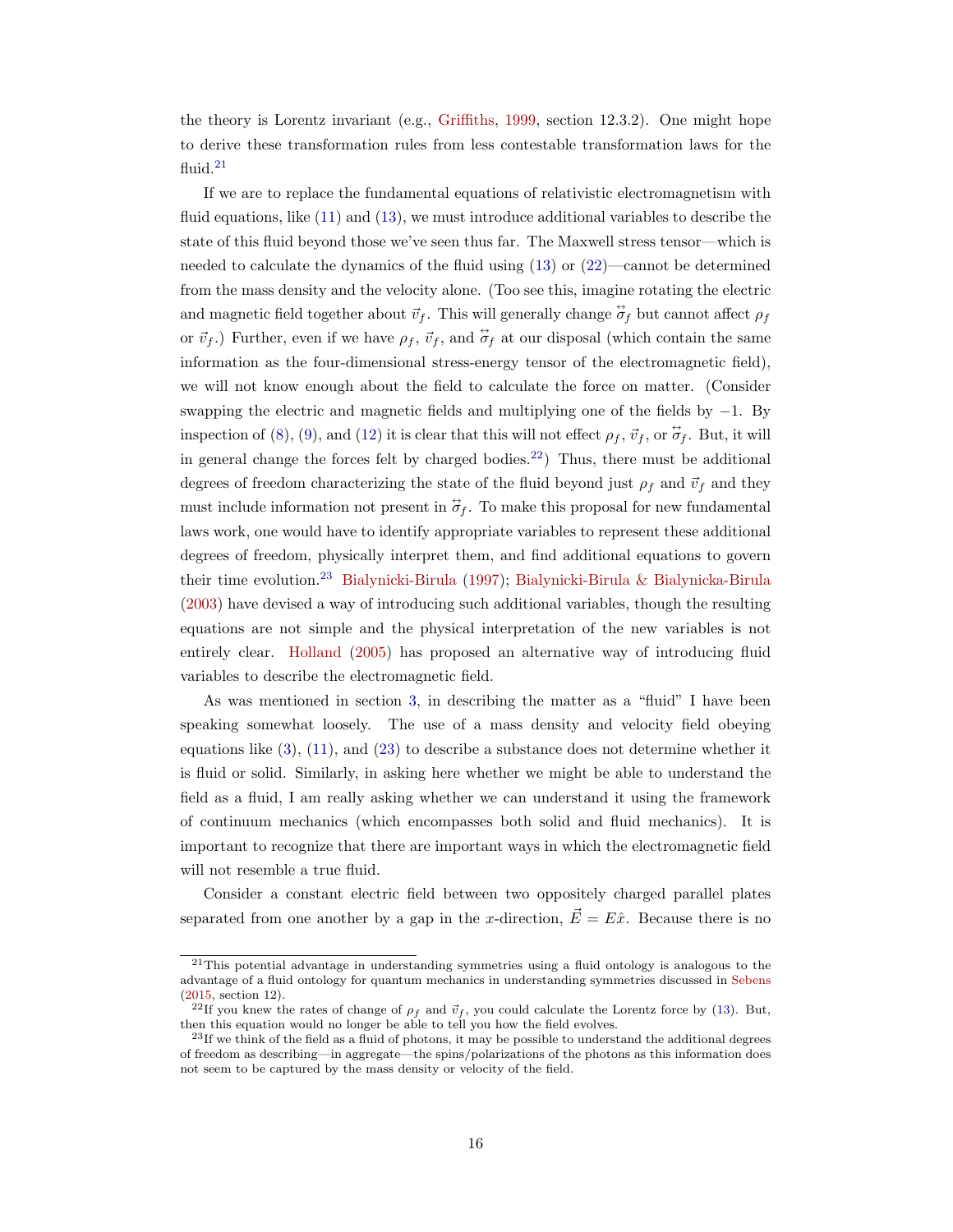the theory is Lorentz invariant (e.g., Griffiths, 1999, section 12.3.2). One might hope to derive these transformation rules from less contestable transformation laws for the fluid.[21]

If we are to replace the fundamental equations of relativistic electromagnetism with fluid equations, like (11) and (13), we must introduce additional variables to describe the state of this fluid beyond those we've seen thus far. The Maxwell stress tensor—which is needed to calculate the dynamics of the fluid using (13) or (22)—cannot be determined from the mass density and the velocity alone. (Too see this, imagine rotating the electric and magnetic field together about $\vec{v}_f$. This will generally change $\overleftrightarrow{\sigma}_f$ but cannot affect $\rho_f$ or $\vec{v}_f$.) Further, even if we have $\rho_f$, $\vec{v}_f$, and $\overleftrightarrow{\sigma}_f$ at our disposal (which contain the same information as the four-dimensional stress-energy tensor of the electromagnetic field), we will not know enough about the field to calculate the force on matter. (Consider swapping the electric and magnetic fields and multiplying one of the fields by $-1$. By inspection of (8), (9), and (12) it is clear that this will not effect $\rho_f$, $\vec{v}_f$, or $\overleftrightarrow{\sigma}_f$. But, it will in general change the forces felt by charged bodies.[22]) Thus, there must be additional degrees of freedom characterizing the state of the fluid beyond just $\rho_f$ and $\vec{v}_f$ and they must include information not present in $\overleftrightarrow{\sigma}_f$. To make this proposal for new fundamental laws work, one would have to identify appropriate variables to represent these additional degrees of freedom, physically interpret them, and find additional equations to govern their time evolution.[23] Bialynicki-Birula (1997); Bialynicki-Birula & Bialynicka-Birula (2003) have devised a way of introducing such additional variables, though the resulting equations are not simple and the physical interpretation of the new variables is not entirely clear. Holland (2005) has proposed an alternative way of introducing fluid variables to describe the electromagnetic field.

As was mentioned in section 3, in describing the matter as a "fluid" I have been speaking somewhat loosely. The use of a mass density and velocity field obeying equations like (3), (11), and (23) to describe a substance does not determine whether it is fluid or solid. Similarly, in asking here whether we might be able to understand the field as a fluid, I am really asking whether we can understand it using the framework of continuum mechanics (which encompasses both solid and fluid mechanics). It is important to recognize that there are important ways in which the electromagnetic field will not resemble a true fluid.

Consider a constant electric field between two oppositely charged parallel plates separated from one another by a gap in the $x$-direction, $\vec{E} = E\hat{x}$. Because there is no

---

[21] This potential advantage in understanding symmetries using a fluid ontology is analogous to the advantage of a fluid ontology for quantum mechanics in understanding symmetries discussed in Sebens (2015, section 12).

[22] If you knew the rates of change of $\rho_f$ and $\vec{v}_f$, you could calculate the Lorentz force by (13). But, then this equation would no longer be able to tell you how the field evolves.

[23] If we think of the field as a fluid of photons, it may be possible to understand the additional degrees of freedom as describing—in aggregate—the spins/polarizations of the photons as this information does not seem to be captured by the mass density or velocity of the field.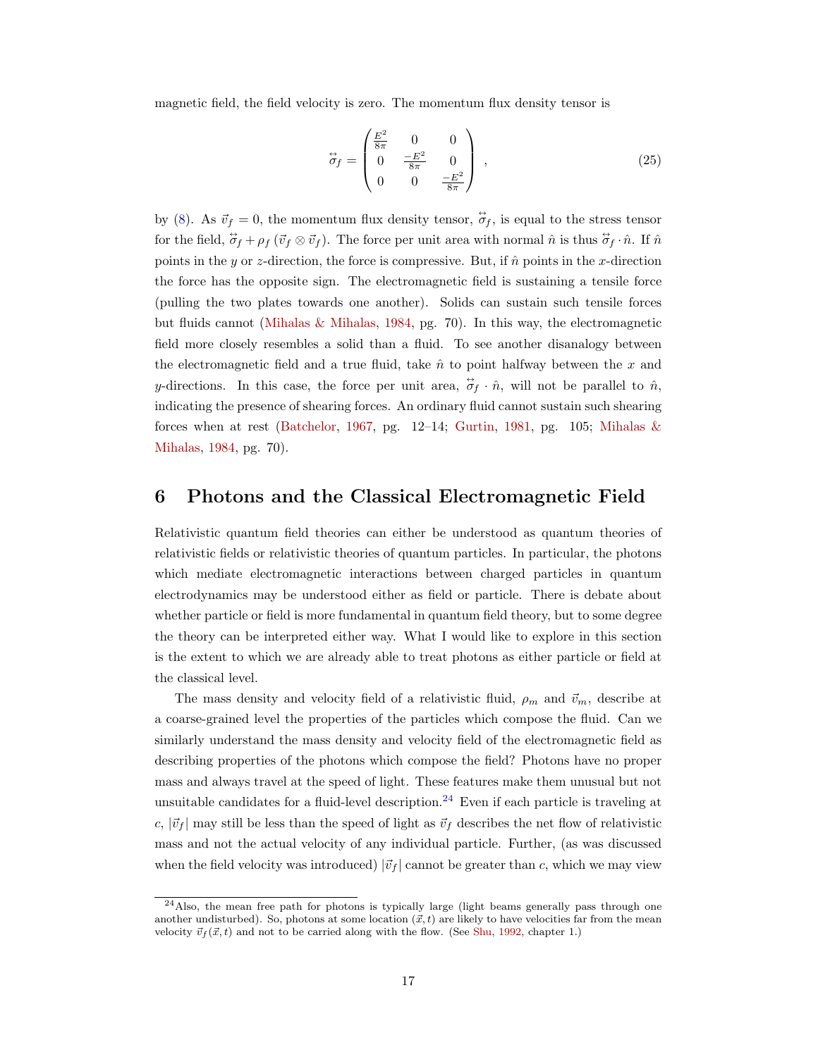magnetic field, the field velocity is zero. The momentum flux density tensor is

$$\overleftrightarrow{\sigma}_f = \begin{pmatrix} \frac{E^2}{8\pi} & 0 & 0 \\ 0 & \frac{-E^2}{8\pi} & 0 \\ 0 & 0 & \frac{-E^2}{8\pi} \end{pmatrix} , \tag{25}$$

by (8). As $\vec{v}_f = 0$, the momentum flux density tensor, $\overleftrightarrow{\sigma}_f$, is equal to the stress tensor for the field, $\overleftrightarrow{\sigma}_f + \rho_f\,(\vec{v}_f \otimes \vec{v}_f)$. The force per unit area with normal $\hat{n}$ is thus $\overleftrightarrow{\sigma}_f \cdot \hat{n}$. If $\hat{n}$ points in the $y$ or $z$-direction, the force is compressive. But, if $\hat{n}$ points in the $x$-direction the force has the opposite sign. The electromagnetic field is sustaining a tensile force (pulling the two plates towards one another). Solids can sustain such tensile forces but fluids cannot (Mihalas & Mihalas, 1984, pg. 70). In this way, the electromagnetic field more closely resembles a solid than a fluid. To see another disanalogy between the electromagnetic field and a true fluid, take $\hat{n}$ to point halfway between the $x$ and $y$-directions. In this case, the force per unit area, $\overleftrightarrow{\sigma}_f \cdot \hat{n}$, will not be parallel to $\hat{n}$, indicating the presence of shearing forces. An ordinary fluid cannot sustain such shearing forces when at rest (Batchelor, 1967, pg. 12–14; Gurtin, 1981, pg. 105; Mihalas & Mihalas, 1984, pg. 70).

## 6 Photons and the Classical Electromagnetic Field

Relativistic quantum field theories can either be understood as quantum theories of relativistic fields or relativistic theories of quantum particles. In particular, the photons which mediate electromagnetic interactions between charged particles in quantum electrodynamics may be understood either as field or particle. There is debate about whether particle or field is more fundamental in quantum field theory, but to some degree the theory can be interpreted either way. What I would like to explore in this section is the extent to which we are already able to treat photons as either particle or field at the classical level.

The mass density and velocity field of a relativistic fluid, $\rho_m$ and $\vec{v}_m$, describe at a coarse-grained level the properties of the particles which compose the fluid. Can we similarly understand the mass density and velocity field of the electromagnetic field as describing properties of the photons which compose the field? Photons have no proper mass and always travel at the speed of light. These features make them unusual but not unsuitable candidates for a fluid-level description.[24] Even if each particle is traveling at $c$, $|\vec{v}_f|$ may still be less than the speed of light as $\vec{v}_f$ describes the net flow of relativistic mass and not the actual velocity of any individual particle. Further, (as was discussed when the field velocity was introduced) $|\vec{v}_f|$ cannot be greater than $c$, which we may view

[24] Also, the mean free path for photons is typically large (light beams generally pass through one another undisturbed). So, photons at some location $(\vec{x}, t)$ are likely to have velocities far from the mean velocity $\vec{v}_f(\vec{x}, t)$ and not to be carried along with the flow. (See Shu, 1992, chapter 1.)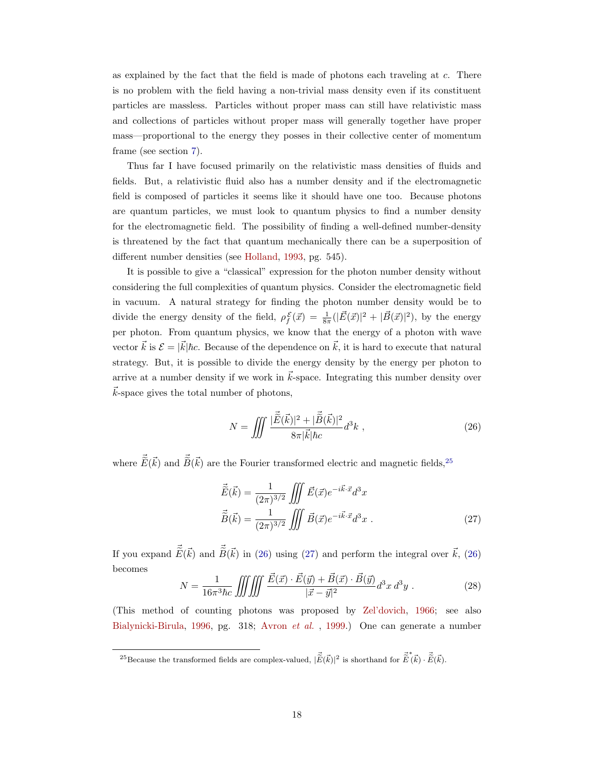as explained by the fact that the field is made of photons each traveling at $c$. There is no problem with the field having a non-trivial mass density even if its constituent particles are massless. Particles without proper mass can still have relativistic mass and collections of particles without proper mass will generally together have proper mass—proportional to the energy they posses in their collective center of momentum frame (see section 7).

Thus far I have focused primarily on the relativistic mass densities of fluids and fields. But, a relativistic fluid also has a number density and if the electromagnetic field is composed of particles it seems like it should have one too. Because photons are quantum particles, we must look to quantum physics to find a number density for the electromagnetic field. The possibility of finding a well-defined number-density is threatened by the fact that quantum mechanically there can be a superposition of different number densities (see Holland, 1993, pg. 545).

It is possible to give a "classical" expression for the photon number density without considering the full complexities of quantum physics. Consider the electromagnetic field in vacuum. A natural strategy for finding the photon number density would be to divide the energy density of the field, $\rho^{\mathcal{E}}_f(\vec{x}) = \frac{1}{8\pi}(|\vec{E}(\vec{x})|^2 + |\vec{B}(\vec{x})|^2)$, by the energy per photon. From quantum physics, we know that the energy of a photon with wave vector $\vec{k}$ is $\mathcal{E} = |\vec{k}|\hbar c$. Because of the dependence on $\vec{k}$, it is hard to execute that natural strategy. But, it is possible to divide the energy density by the energy per photon to arrive at a number density if we work in $\vec{k}$-space. Integrating this number density over $\vec{k}$-space gives the total number of photons,

$$N = \iiint \frac{|\tilde{\vec{E}}(\vec{k})|^2 + |\tilde{\vec{B}}(\vec{k})|^2}{8\pi|\vec{k}|\hbar c} d^3k \ , \tag{26}$$

where $\tilde{\vec{E}}(\vec{k})$ and $\tilde{\vec{B}}(\vec{k})$ are the Fourier transformed electric and magnetic fields,[25]

$$\begin{aligned}
\tilde{\vec{E}}(\vec{k}) &= \frac{1}{(2\pi)^{3/2}} \iiint \vec{E}(\vec{x}) e^{-i\vec{k}\cdot\vec{x}} d^3x \\
\tilde{\vec{B}}(\vec{k}) &= \frac{1}{(2\pi)^{3/2}} \iiint \vec{B}(\vec{x}) e^{-i\vec{k}\cdot\vec{x}} d^3x \ .
\end{aligned} \tag{27}$$

If you expand $\tilde{\vec{E}}(\vec{k})$ and $\tilde{\vec{B}}(\vec{k})$ in (26) using (27) and perform the integral over $\vec{k}$, (26) becomes

$$N = \frac{1}{16\pi^3 \hbar c} \iiint\!\!\iiint \frac{\vec{E}(\vec{x})\cdot\vec{E}(\vec{y}) + \vec{B}(\vec{x})\cdot\vec{B}(\vec{y})}{|\vec{x}-\vec{y}|^2} d^3x \, d^3y \ . \tag{28}$$

(This method of counting photons was proposed by Zel'dovich, 1966; see also Bialynicki-Birula, 1996, pg. 318; Avron *et al.* , 1999.) One can generate a number

[25] Because the transformed fields are complex-valued, $|\tilde{\vec{E}}(\vec{k})|^2$ is shorthand for $\tilde{\vec{E}}^*(\vec{k}) \cdot \tilde{\vec{E}}(\vec{k})$.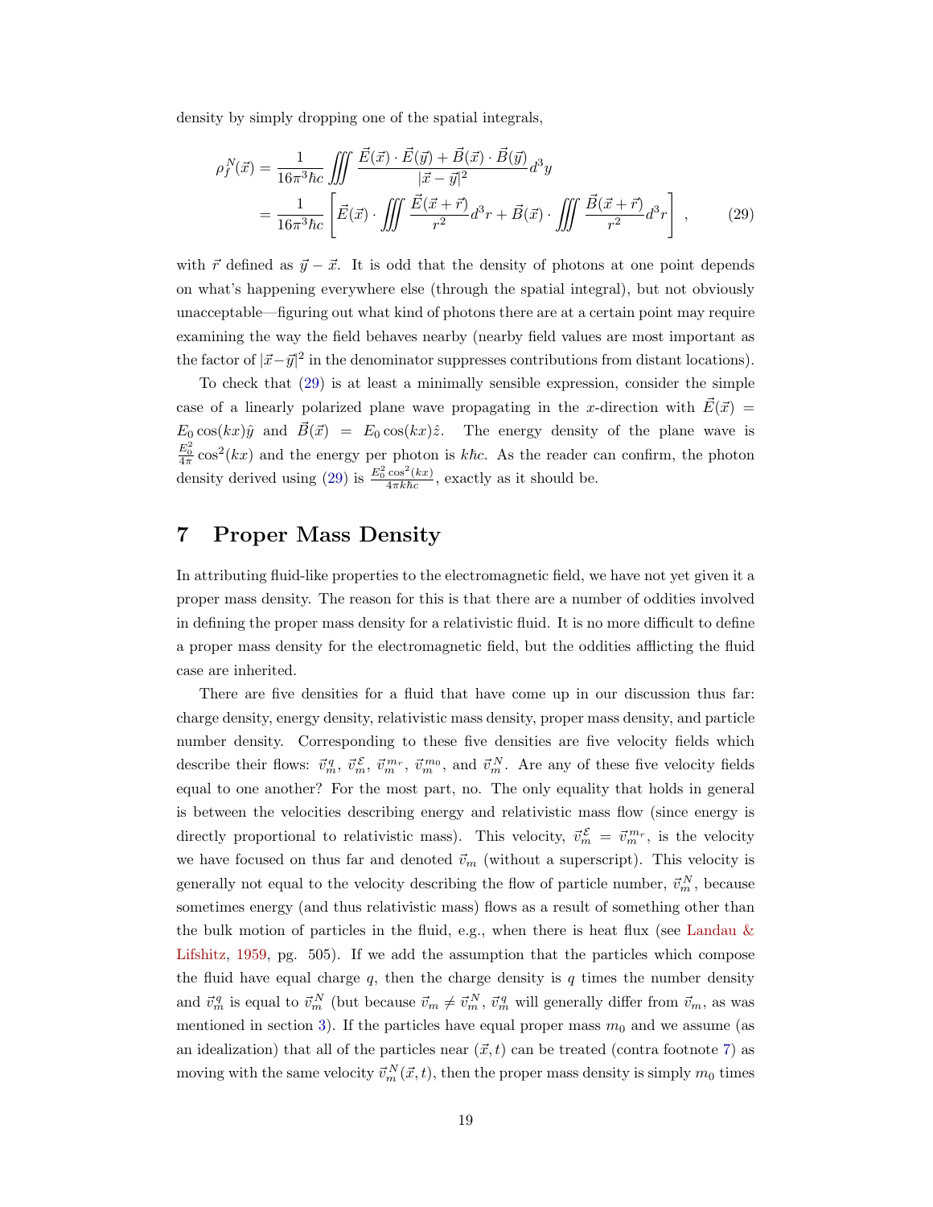density by simply dropping one of the spatial integrals,

$$
\begin{aligned}
\rho_f^N(\vec{x}) &= \frac{1}{16\pi^3\hbar c}\iiint \frac{\vec{E}(\vec{x})\cdot\vec{E}(\vec{y})+\vec{B}(\vec{x})\cdot\vec{B}(\vec{y})}{|\vec{x}-\vec{y}|^2}d^3y \\
&= \frac{1}{16\pi^3\hbar c}\left[\vec{E}(\vec{x})\cdot\iiint\frac{\vec{E}(\vec{x}+\vec{r})}{r^2}d^3r+\vec{B}(\vec{x})\cdot\iiint\frac{\vec{B}(\vec{x}+\vec{r})}{r^2}d^3r\right] ,
\end{aligned}
\tag{29}
$$

with $\vec{r}$ defined as $\vec{y}-\vec{x}$. It is odd that the density of photons at one point depends on what's happening everywhere else (through the spatial integral), but not obviously unacceptable—figuring out what kind of photons there are at a certain point may require examining the way the field behaves nearby (nearby field values are most important as the factor of $|\vec{x}-\vec{y}|^2$ in the denominator suppresses contributions from distant locations).

To check that (29) is at least a minimally sensible expression, consider the simple case of a linearly polarized plane wave propagating in the $x$-direction with $\vec{E}(\vec{x}) = E_0\cos(kx)\hat{y}$ and $\vec{B}(\vec{x}) = E_0\cos(kx)\hat{z}$. The energy density of the plane wave is $\frac{E_0^2}{4\pi}\cos^2(kx)$ and the energy per photon is $k\hbar c$. As the reader can confirm, the photon density derived using (29) is $\frac{E_0^2\cos^2(kx)}{4\pi k\hbar c}$, exactly as it should be.

## 7 Proper Mass Density

In attributing fluid-like properties to the electromagnetic field, we have not yet given it a proper mass density. The reason for this is that there are a number of oddities involved in defining the proper mass density for a relativistic fluid. It is no more difficult to define a proper mass density for the electromagnetic field, but the oddities afflicting the fluid case are inherited.

There are five densities for a fluid that have come up in our discussion thus far: charge density, energy density, relativistic mass density, proper mass density, and particle number density. Corresponding to these five densities are five velocity fields which describe their flows: $\vec{v}_m^{\,q}$, $\vec{v}_m^{\,\mathcal{E}}$, $\vec{v}_m^{\,m_r}$, $\vec{v}_m^{\,m_0}$, and $\vec{v}_m^{\,N}$. Are any of these five velocity fields equal to one another? For the most part, no. The only equality that holds in general is between the velocities describing energy and relativistic mass flow (since energy is directly proportional to relativistic mass). This velocity, $\vec{v}_m^{\,\mathcal{E}} = \vec{v}_m^{\,m_r}$, is the velocity we have focused on thus far and denoted $\vec{v}_m$ (without a superscript). This velocity is generally not equal to the velocity describing the flow of particle number, $\vec{v}_m^{\,N}$, because sometimes energy (and thus relativistic mass) flows as a result of something other than the bulk motion of particles in the fluid, e.g., when there is heat flux (see Landau & Lifshitz, 1959, pg. 505). If we add the assumption that the particles which compose the fluid have equal charge $q$, then the charge density is $q$ times the number density and $\vec{v}_m^{\,q}$ is equal to $\vec{v}_m^{\,N}$ (but because $\vec{v}_m \neq \vec{v}_m^{\,N}$, $\vec{v}_m^{\,q}$ will generally differ from $\vec{v}_m$, as was mentioned in section 3). If the particles have equal proper mass $m_0$ and we assume (as an idealization) that all of the particles near $(\vec{x}, t)$ can be treated (contra footnote 7) as moving with the same velocity $\vec{v}_m^{\,N}(\vec{x}, t)$, then the proper mass density is simply $m_0$ times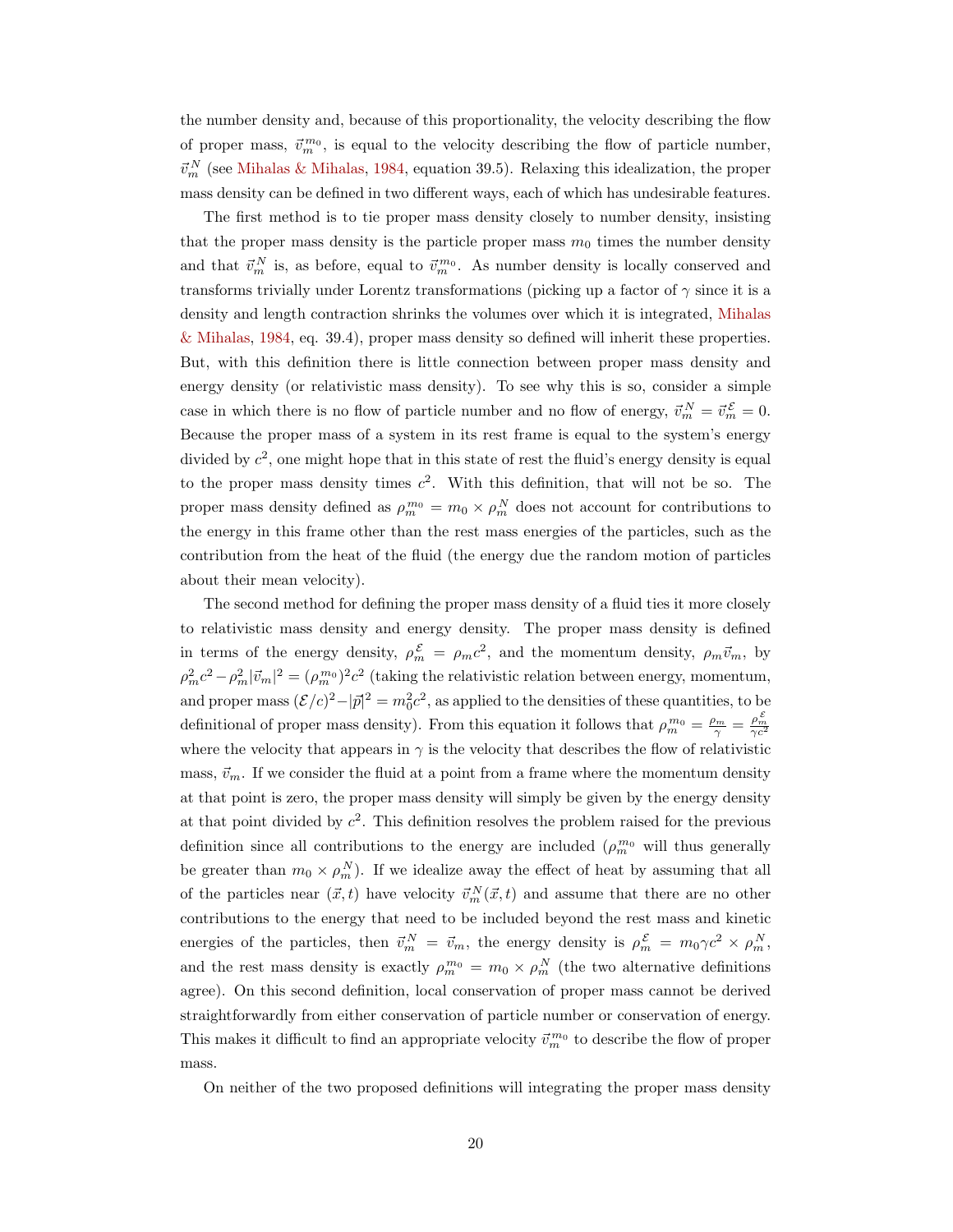the number density and, because of this proportionality, the velocity describing the flow of proper mass, $\vec{v}_m^{m_0}$, is equal to the velocity describing the flow of particle number, $\vec{v}_m^N$ (see Mihalas & Mihalas, 1984, equation 39.5). Relaxing this idealization, the proper mass density can be defined in two different ways, each of which has undesirable features.

The first method is to tie proper mass density closely to number density, insisting that the proper mass density is the particle proper mass $m_0$ times the number density and that $\vec{v}_m^N$ is, as before, equal to $\vec{v}_m^{m_0}$. As number density is locally conserved and transforms trivially under Lorentz transformations (picking up a factor of $\gamma$ since it is a density and length contraction shrinks the volumes over which it is integrated, Mihalas & Mihalas, 1984, eq. 39.4), proper mass density so defined will inherit these properties. But, with this definition there is little connection between proper mass density and energy density (or relativistic mass density). To see why this is so, consider a simple case in which there is no flow of particle number and no flow of energy, $\vec{v}_m^N = \vec{v}_m^{\mathcal{E}} = 0$. Because the proper mass of a system in its rest frame is equal to the system's energy divided by $c^2$, one might hope that in this state of rest the fluid's energy density is equal to the proper mass density times $c^2$. With this definition, that will not be so. The proper mass density defined as $\rho_m^{m_0} = m_0 \times \rho_m^N$ does not account for contributions to the energy in this frame other than the rest mass energies of the particles, such as the contribution from the heat of the fluid (the energy due the random motion of particles about their mean velocity).

The second method for defining the proper mass density of a fluid ties it more closely to relativistic mass density and energy density. The proper mass density is defined in terms of the energy density, $\rho_m^{\mathcal{E}} = \rho_m c^2$, and the momentum density, $\rho_m \vec{v}_m$, by $\rho_m^2 c^2 - \rho_m^2 |\vec{v}_m|^2 = (\rho_m^{m_0})^2 c^2$ (taking the relativistic relation between energy, momentum, and proper mass $(\mathcal{E}/c)^2 - |\vec{p}|^2 = m_0^2 c^2$, as applied to the densities of these quantities, to be definitional of proper mass density). From this equation it follows that $\rho_m^{m_0} = \frac{\rho_m}{\gamma} = \frac{\rho_m^{\mathcal{E}}}{\gamma c^2}$ where the velocity that appears in $\gamma$ is the velocity that describes the flow of relativistic mass, $\vec{v}_m$. If we consider the fluid at a point from a frame where the momentum density at that point is zero, the proper mass density will simply be given by the energy density at that point divided by $c^2$. This definition resolves the problem raised for the previous definition since all contributions to the energy are included ($\rho_m^{m_0}$ will thus generally be greater than $m_0 \times \rho_m^N$). If we idealize away the effect of heat by assuming that all of the particles near $(\vec{x}, t)$ have velocity $\vec{v}_m^N(\vec{x}, t)$ and assume that there are no other contributions to the energy that need to be included beyond the rest mass and kinetic energies of the particles, then $\vec{v}_m^N = \vec{v}_m$, the energy density is $\rho_m^{\mathcal{E}} = m_0 \gamma c^2 \times \rho_m^N$, and the rest mass density is exactly $\rho_m^{m_0} = m_0 \times \rho_m^N$ (the two alternative definitions agree). On this second definition, local conservation of proper mass cannot be derived straightforwardly from either conservation of particle number or conservation of energy. This makes it difficult to find an appropriate velocity $\vec{v}_m^{m_0}$ to describe the flow of proper mass.

On neither of the two proposed definitions will integrating the proper mass density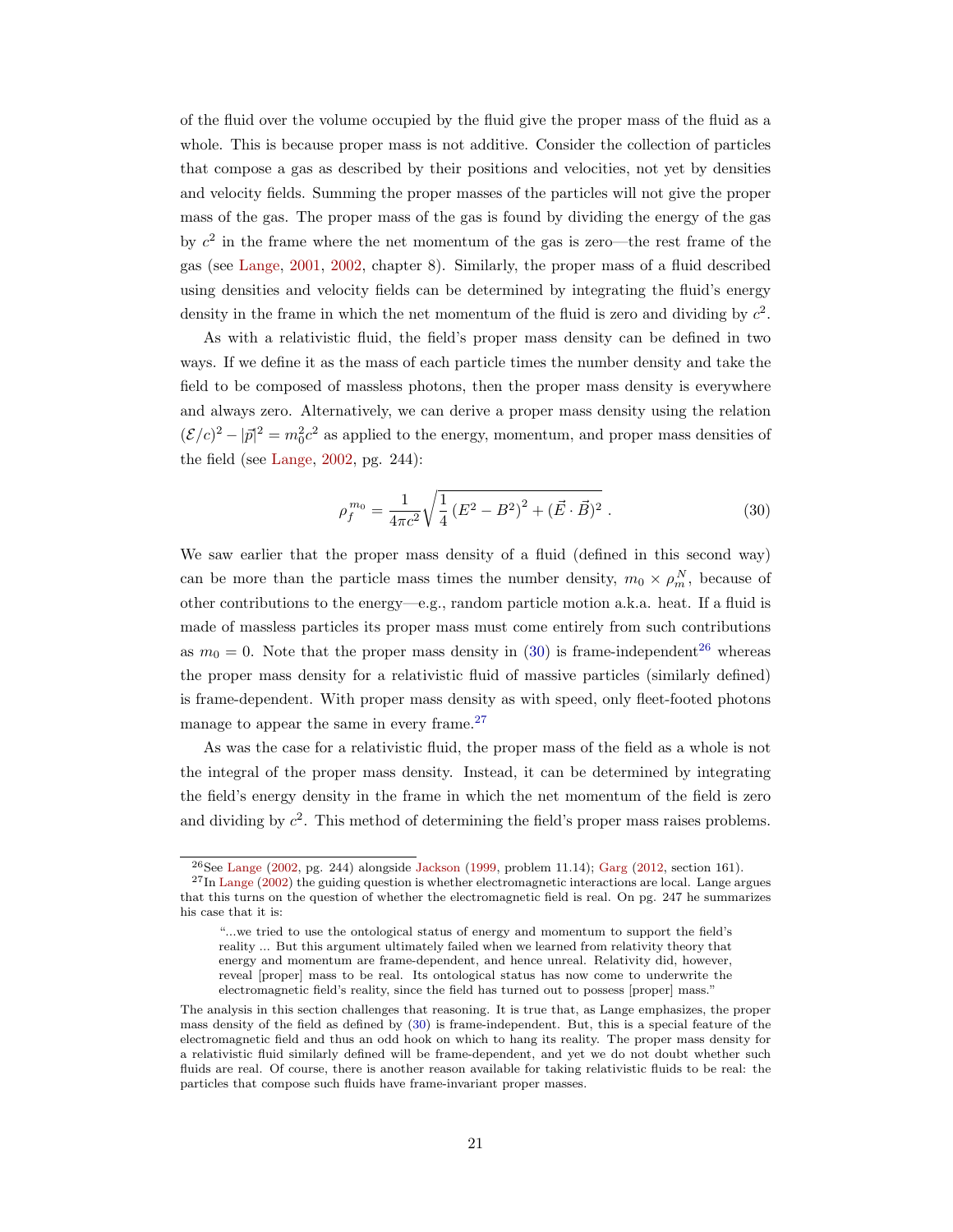of the fluid over the volume occupied by the fluid give the proper mass of the fluid as a whole. This is because proper mass is not additive. Consider the collection of particles that compose a gas as described by their positions and velocities, not yet by densities and velocity fields. Summing the proper masses of the particles will not give the proper mass of the gas. The proper mass of the gas is found by dividing the energy of the gas by $c^2$ in the frame where the net momentum of the gas is zero—the rest frame of the gas (see Lange, 2001, 2002, chapter 8). Similarly, the proper mass of a fluid described using densities and velocity fields can be determined by integrating the fluid's energy density in the frame in which the net momentum of the fluid is zero and dividing by $c^2$.

As with a relativistic fluid, the field's proper mass density can be defined in two ways. If we define it as the mass of each particle times the number density and take the field to be composed of massless photons, then the proper mass density is everywhere and always zero. Alternatively, we can derive a proper mass density using the relation $(\mathcal{E}/c)^2 - |\vec{p}|^2 = m_0^2 c^2$ as applied to the energy, momentum, and proper mass densities of the field (see Lange, 2002, pg. 244):

$$\rho_f^{m_0} = \frac{1}{4\pi c^2}\sqrt{\frac{1}{4}\left(E^2 - B^2\right)^2 + (\vec{E}\cdot\vec{B})^2}\ . \tag{30}$$

We saw earlier that the proper mass density of a fluid (defined in this second way) can be more than the particle mass times the number density, $m_0 \times \rho_m^N$, because of other contributions to the energy—e.g., random particle motion a.k.a. heat. If a fluid is made of massless particles its proper mass must come entirely from such contributions as $m_0 = 0$. Note that the proper mass density in (30) is frame-independent[26] whereas the proper mass density for a relativistic fluid of massive particles (similarly defined) is frame-dependent. With proper mass density as with speed, only fleet-footed photons manage to appear the same in every frame.[27]

As was the case for a relativistic fluid, the proper mass of the field as a whole is not the integral of the proper mass density. Instead, it can be determined by integrating the field's energy density in the frame in which the net momentum of the field is zero and dividing by $c^2$. This method of determining the field's proper mass raises problems.

---

[26] See Lange (2002, pg. 244) alongside Jackson (1999, problem 11.14); Garg (2012, section 161).

[27] In Lange (2002) the guiding question is whether electromagnetic interactions are local. Lange argues that this turns on the question of whether the electromagnetic field is real. On pg. 247 he summarizes his case that it is:

> "...we tried to use the ontological status of energy and momentum to support the field's reality ... But this argument ultimately failed when we learned from relativity theory that energy and momentum are frame-dependent, and hence unreal. Relativity did, however, reveal [proper] mass to be real. Its ontological status has now come to underwrite the electromagnetic field's reality, since the field has turned out to possess [proper] mass."

The analysis in this section challenges that reasoning. It is true that, as Lange emphasizes, the proper mass density of the field as defined by (30) is frame-independent. But, this is a special feature of the electromagnetic field and thus an odd hook on which to hang its reality. The proper mass density for a relativistic fluid similarly defined will be frame-dependent, and yet we do not doubt whether such fluids are real. Of course, there is another reason available for taking relativistic fluids to be real: the particles that compose such fluids have frame-invariant proper masses.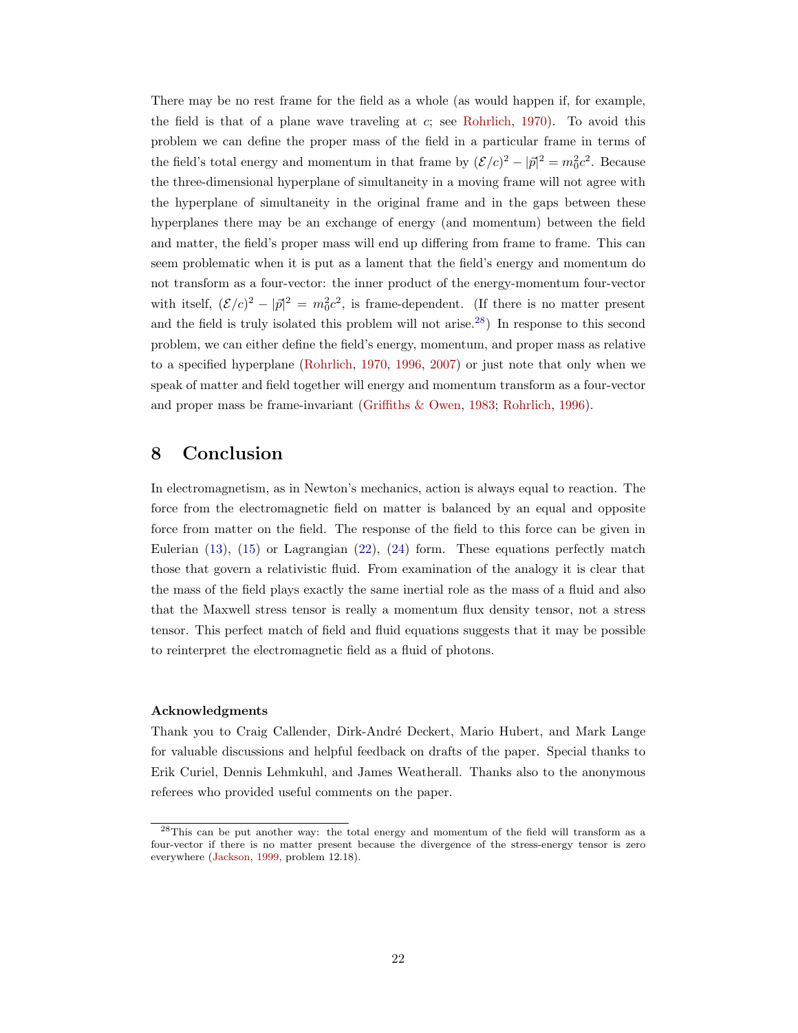There may be no rest frame for the field as a whole (as would happen if, for example, the field is that of a plane wave traveling at $c$; see Rohrlich, 1970). To avoid this problem we can define the proper mass of the field in a particular frame in terms of the field's total energy and momentum in that frame by $(\mathcal{E}/c)^2 - |\vec{p}|^2 = m_0^2c^2$. Because the three-dimensional hyperplane of simultaneity in a moving frame will not agree with the hyperplane of simultaneity in the original frame and in the gaps between these hyperplanes there may be an exchange of energy (and momentum) between the field and matter, the field's proper mass will end up differing from frame to frame. This can seem problematic when it is put as a lament that the field's energy and momentum do not transform as a four-vector: the inner product of the energy-momentum four-vector with itself, $(\mathcal{E}/c)^2 - |\vec{p}|^2 = m_0^2c^2$, is frame-dependent. (If there is no matter present and the field is truly isolated this problem will not arise.[28]) In response to this second problem, we can either define the field's energy, momentum, and proper mass as relative to a specified hyperplane (Rohrlich, 1970, 1996, 2007) or just note that only when we speak of matter and field together will energy and momentum transform as a four-vector and proper mass be frame-invariant (Griffiths & Owen, 1983; Rohrlich, 1996).

## 8 Conclusion

In electromagnetism, as in Newton's mechanics, action is always equal to reaction. The force from the electromagnetic field on matter is balanced by an equal and opposite force from matter on the field. The response of the field to this force can be given in Eulerian (13), (15) or Lagrangian (22), (24) form. These equations perfectly match those that govern a relativistic fluid. From examination of the analogy it is clear that the mass of the field plays exactly the same inertial role as the mass of a fluid and also that the Maxwell stress tensor is really a momentum flux density tensor, not a stress tensor. This perfect match of field and fluid equations suggests that it may be possible to reinterpret the electromagnetic field as a fluid of photons.

**Acknowledgments**

Thank you to Craig Callender, Dirk-André Deckert, Mario Hubert, and Mark Lange for valuable discussions and helpful feedback on drafts of the paper. Special thanks to Erik Curiel, Dennis Lehmkuhl, and James Weatherall. Thanks also to the anonymous referees who provided useful comments on the paper.

[28] This can be put another way: the total energy and momentum of the field will transform as a four-vector if there is no matter present because the divergence of the stress-energy tensor is zero everywhere (Jackson, 1999, problem 12.18).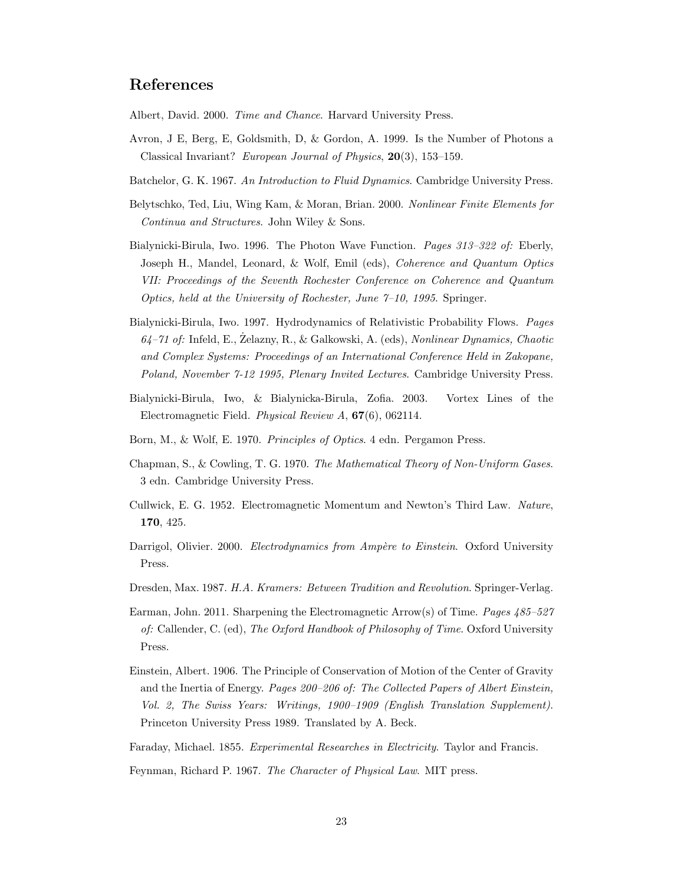## References

Albert, David. 2000. *Time and Chance*. Harvard University Press.

Avron, J E, Berg, E, Goldsmith, D, & Gordon, A. 1999. Is the Number of Photons a Classical Invariant? *European Journal of Physics*, **20**(3), 153–159.

Batchelor, G. K. 1967. *An Introduction to Fluid Dynamics*. Cambridge University Press.

Belytschko, Ted, Liu, Wing Kam, & Moran, Brian. 2000. *Nonlinear Finite Elements for Continua and Structures*. John Wiley & Sons.

Bialynicki-Birula, Iwo. 1996. The Photon Wave Function. *Pages 313–322 of:* Eberly, Joseph H., Mandel, Leonard, & Wolf, Emil (eds), *Coherence and Quantum Optics VII: Proceedings of the Seventh Rochester Conference on Coherence and Quantum Optics, held at the University of Rochester, June 7–10, 1995*. Springer.

Bialynicki-Birula, Iwo. 1997. Hydrodynamics of Relativistic Probability Flows. *Pages 64–71 of:* Infeld, E., Żelazny, R., & Galkowski, A. (eds), *Nonlinear Dynamics, Chaotic and Complex Systems: Proceedings of an International Conference Held in Zakopane, Poland, November 7-12 1995, Plenary Invited Lectures*. Cambridge University Press.

Bialynicki-Birula, Iwo, & Bialynicka-Birula, Zofia. 2003. Vortex Lines of the Electromagnetic Field. *Physical Review A*, **67**(6), 062114.

Born, M., & Wolf, E. 1970. *Principles of Optics*. 4 edn. Pergamon Press.

Chapman, S., & Cowling, T. G. 1970. *The Mathematical Theory of Non-Uniform Gases*. 3 edn. Cambridge University Press.

Cullwick, E. G. 1952. Electromagnetic Momentum and Newton's Third Law. *Nature*, **170**, 425.

Darrigol, Olivier. 2000. *Electrodynamics from Ampère to Einstein*. Oxford University Press.

Dresden, Max. 1987. *H.A. Kramers: Between Tradition and Revolution*. Springer-Verlag.

Earman, John. 2011. Sharpening the Electromagnetic Arrow(s) of Time. *Pages 485–527 of:* Callender, C. (ed), *The Oxford Handbook of Philosophy of Time*. Oxford University Press.

Einstein, Albert. 1906. The Principle of Conservation of Motion of the Center of Gravity and the Inertia of Energy. *Pages 200–206 of: The Collected Papers of Albert Einstein, Vol. 2, The Swiss Years: Writings, 1900–1909 (English Translation Supplement)*. Princeton University Press 1989. Translated by A. Beck.

Faraday, Michael. 1855. *Experimental Researches in Electricity*. Taylor and Francis.

Feynman, Richard P. 1967. *The Character of Physical Law*. MIT press.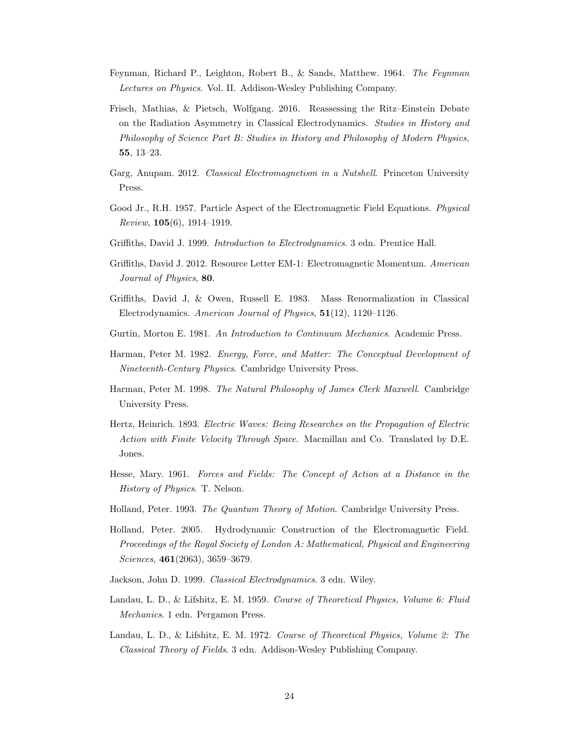Feynman, Richard P., Leighton, Robert B., & Sands, Matthew. 1964. *The Feynman Lectures on Physics*. Vol. II. Addison-Wesley Publishing Company.

Frisch, Mathias, & Pietsch, Wolfgang. 2016. Reassessing the Ritz–Einstein Debate on the Radiation Asymmetry in Classical Electrodynamics. *Studies in History and Philosophy of Science Part B: Studies in History and Philosophy of Modern Physics*, **55**, 13–23.

Garg, Anupam. 2012. *Classical Electromagnetism in a Nutshell*. Princeton University Press.

Good Jr., R.H. 1957. Particle Aspect of the Electromagnetic Field Equations. *Physical Review*, **105**(6), 1914–1919.

Griffiths, David J. 1999. *Introduction to Electrodynamics*. 3 edn. Prentice Hall.

Griffiths, David J. 2012. Resource Letter EM-1: Electromagnetic Momentum. *American Journal of Physics*, **80**.

Griffiths, David J, & Owen, Russell E. 1983. Mass Renormalization in Classical Electrodynamics. *American Journal of Physics*, **51**(12), 1120–1126.

Gurtin, Morton E. 1981. *An Introduction to Continuum Mechanics*. Academic Press.

Harman, Peter M. 1982. *Energy, Force, and Matter: The Conceptual Development of Nineteenth-Century Physics*. Cambridge University Press.

Harman, Peter M. 1998. *The Natural Philosophy of James Clerk Maxwell*. Cambridge University Press.

Hertz, Heinrich. 1893. *Electric Waves: Being Researches on the Propagation of Electric Action with Finite Velocity Through Space*. Macmillan and Co. Translated by D.E. Jones.

Hesse, Mary. 1961. *Forces and Fields: The Concept of Action at a Distance in the History of Physics*. T. Nelson.

Holland, Peter. 1993. *The Quantum Theory of Motion*. Cambridge University Press.

Holland, Peter. 2005. Hydrodynamic Construction of the Electromagnetic Field. *Proceedings of the Royal Society of London A: Mathematical, Physical and Engineering Sciences*, **461**(2063), 3659–3679.

Jackson, John D. 1999. *Classical Electrodynamics*. 3 edn. Wiley.

Landau, L. D., & Lifshitz, E. M. 1959. *Course of Theoretical Physics, Volume 6: Fluid Mechanics*. 1 edn. Pergamon Press.

Landau, L. D., & Lifshitz, E. M. 1972. *Course of Theoretical Physics, Volume 2: The Classical Theory of Fields*. 3 edn. Addison-Wesley Publishing Company.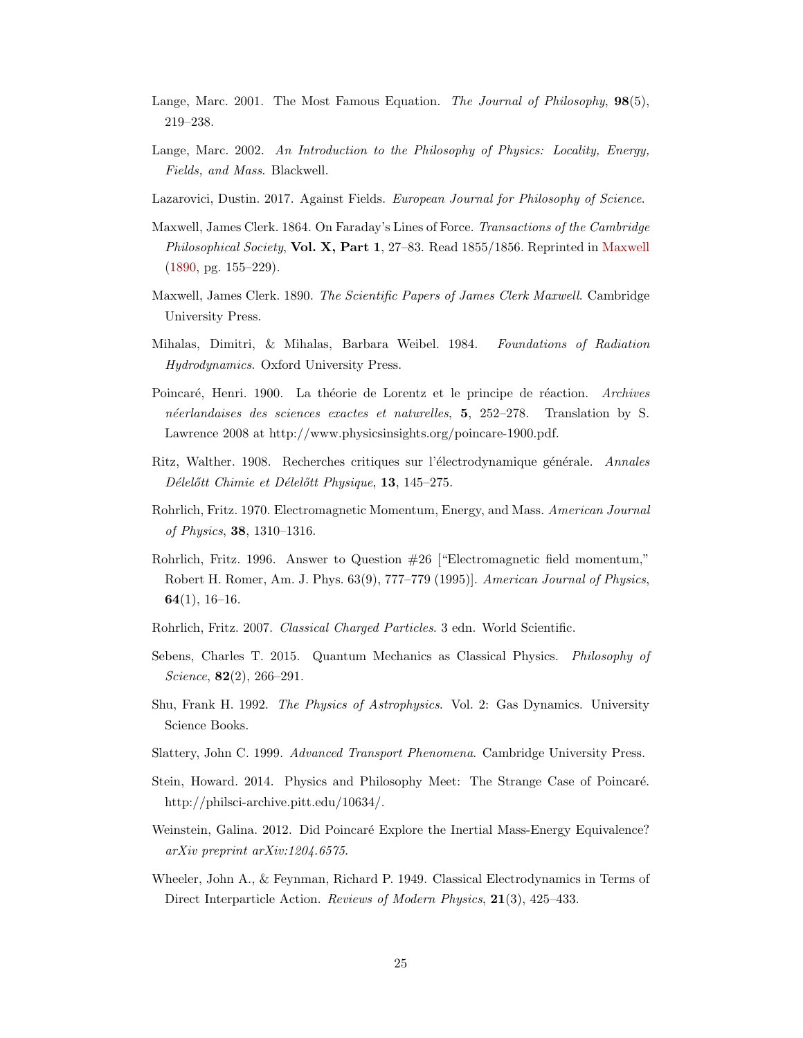Lange, Marc. 2001. The Most Famous Equation. *The Journal of Philosophy*, **98**(5), 219–238.

Lange, Marc. 2002. *An Introduction to the Philosophy of Physics: Locality, Energy, Fields, and Mass*. Blackwell.

Lazarovici, Dustin. 2017. Against Fields. *European Journal for Philosophy of Science*.

Maxwell, James Clerk. 1864. On Faraday's Lines of Force. *Transactions of the Cambridge Philosophical Society*, **Vol. X, Part 1**, 27–83. Read 1855/1856. Reprinted in Maxwell (1890, pg. 155–229).

Maxwell, James Clerk. 1890. *The Scientific Papers of James Clerk Maxwell*. Cambridge University Press.

Mihalas, Dimitri, & Mihalas, Barbara Weibel. 1984. *Foundations of Radiation Hydrodynamics*. Oxford University Press.

Poincaré, Henri. 1900. La théorie de Lorentz et le principe de réaction. *Archives néerlandaises des sciences exactes et naturelles*, **5**, 252–278. Translation by S. Lawrence 2008 at http://www.physicsinsights.org/poincare-1900.pdf.

Ritz, Walther. 1908. Recherches critiques sur l'électrodynamique générale. *Annales Délelőtt Chimie et Délelőtt Physique*, **13**, 145–275.

Rohrlich, Fritz. 1970. Electromagnetic Momentum, Energy, and Mass. *American Journal of Physics*, **38**, 1310–1316.

Rohrlich, Fritz. 1996. Answer to Question #26 ["Electromagnetic field momentum," Robert H. Romer, Am. J. Phys. 63(9), 777–779 (1995)]. *American Journal of Physics*, **64**(1), 16–16.

Rohrlich, Fritz. 2007. *Classical Charged Particles*. 3 edn. World Scientific.

Sebens, Charles T. 2015. Quantum Mechanics as Classical Physics. *Philosophy of Science*, **82**(2), 266–291.

Shu, Frank H. 1992. *The Physics of Astrophysics*. Vol. 2: Gas Dynamics. University Science Books.

Slattery, John C. 1999. *Advanced Transport Phenomena*. Cambridge University Press.

Stein, Howard. 2014. Physics and Philosophy Meet: The Strange Case of Poincaré. http://philsci-archive.pitt.edu/10634/.

Weinstein, Galina. 2012. Did Poincaré Explore the Inertial Mass-Energy Equivalence? *arXiv preprint arXiv:1204.6575*.

Wheeler, John A., & Feynman, Richard P. 1949. Classical Electrodynamics in Terms of Direct Interparticle Action. *Reviews of Modern Physics*, **21**(3), 425–433.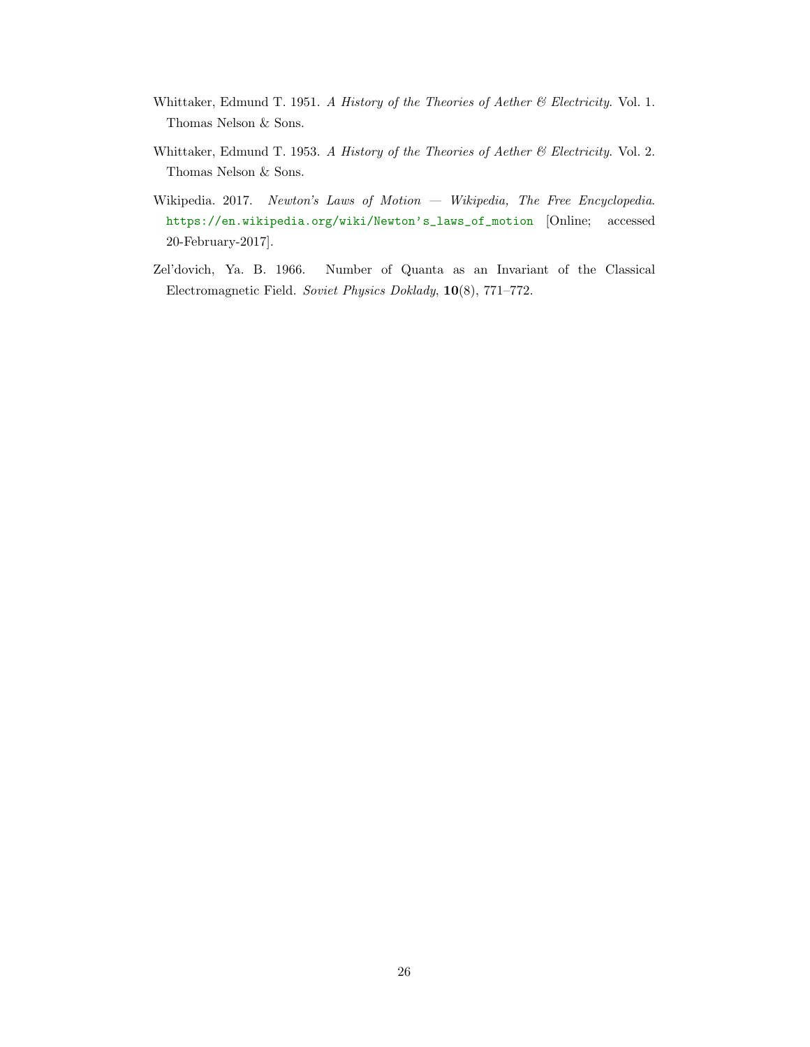Whittaker, Edmund T. 1951. *A History of the Theories of Aether & Electricity*. Vol. 1. Thomas Nelson & Sons.

Whittaker, Edmund T. 1953. *A History of the Theories of Aether & Electricity*. Vol. 2. Thomas Nelson & Sons.

Wikipedia. 2017. *Newton's Laws of Motion — Wikipedia, The Free Encyclopedia*. https://en.wikipedia.org/wiki/Newton's_laws_of_motion [Online; accessed 20-February-2017].

Zel'dovich, Ya. B. 1966. Number of Quanta as an Invariant of the Classical Electromagnetic Field. *Soviet Physics Doklady*, **10**(8), 771–772.